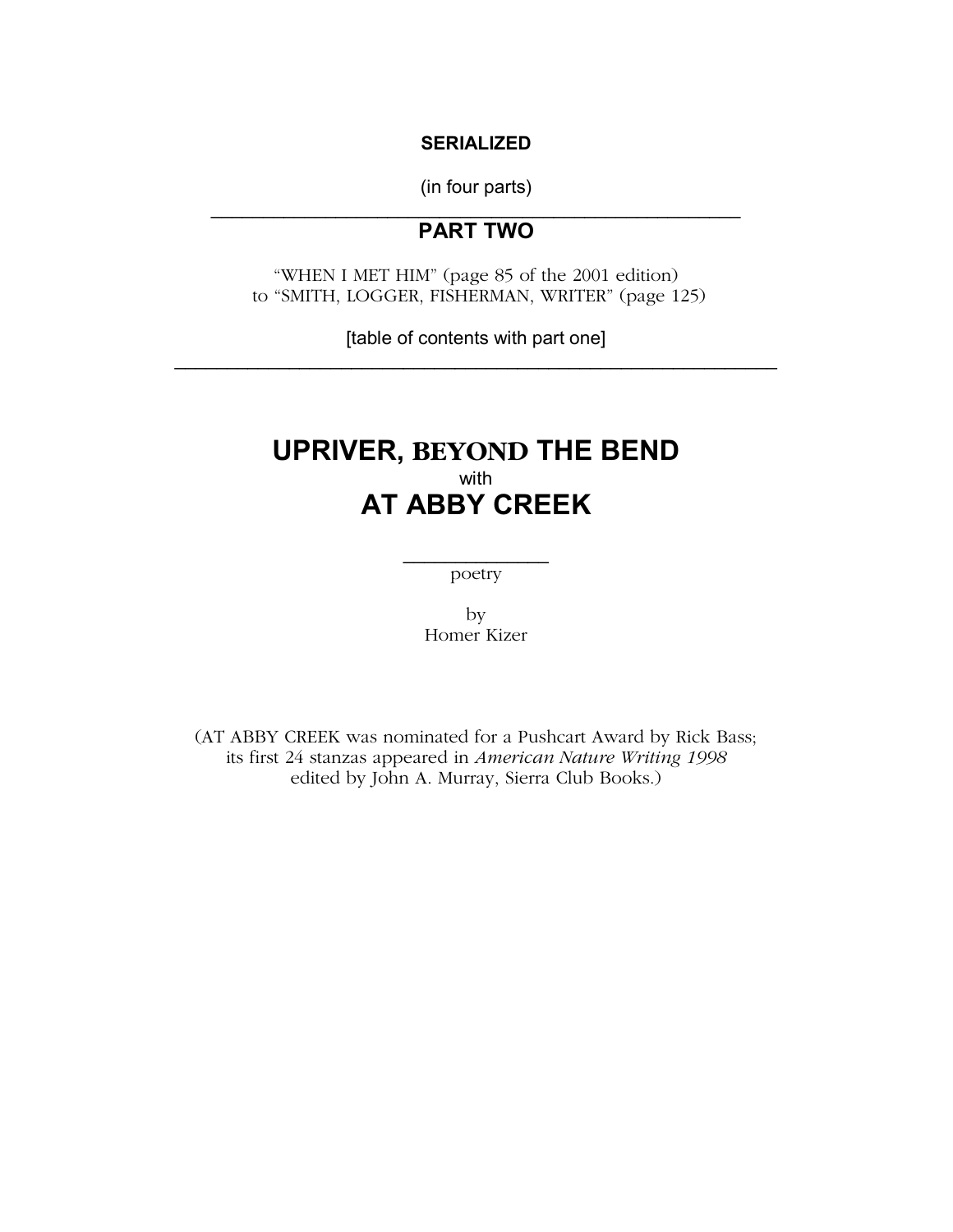**SERIALIZED**

(in four parts)

---

## PART TWO

"WHEN I MET HIM" (page 85 of the 2001 edition)
to "SMITH, LOGGER, FISHERMAN, WRITER" (page 125)

[table of contents with part one]

---

# UPRIVER, BEYOND THE BEND
with
# AT ABBY CREEK

---

poetry

by
Homer Kizer

(AT ABBY CREEK was nominated for a Pushcart Award by Rick Bass;
its first 24 stanzas appeared in *American Nature Writing 1998*
edited by John A. Murray, Sierra Club Books.)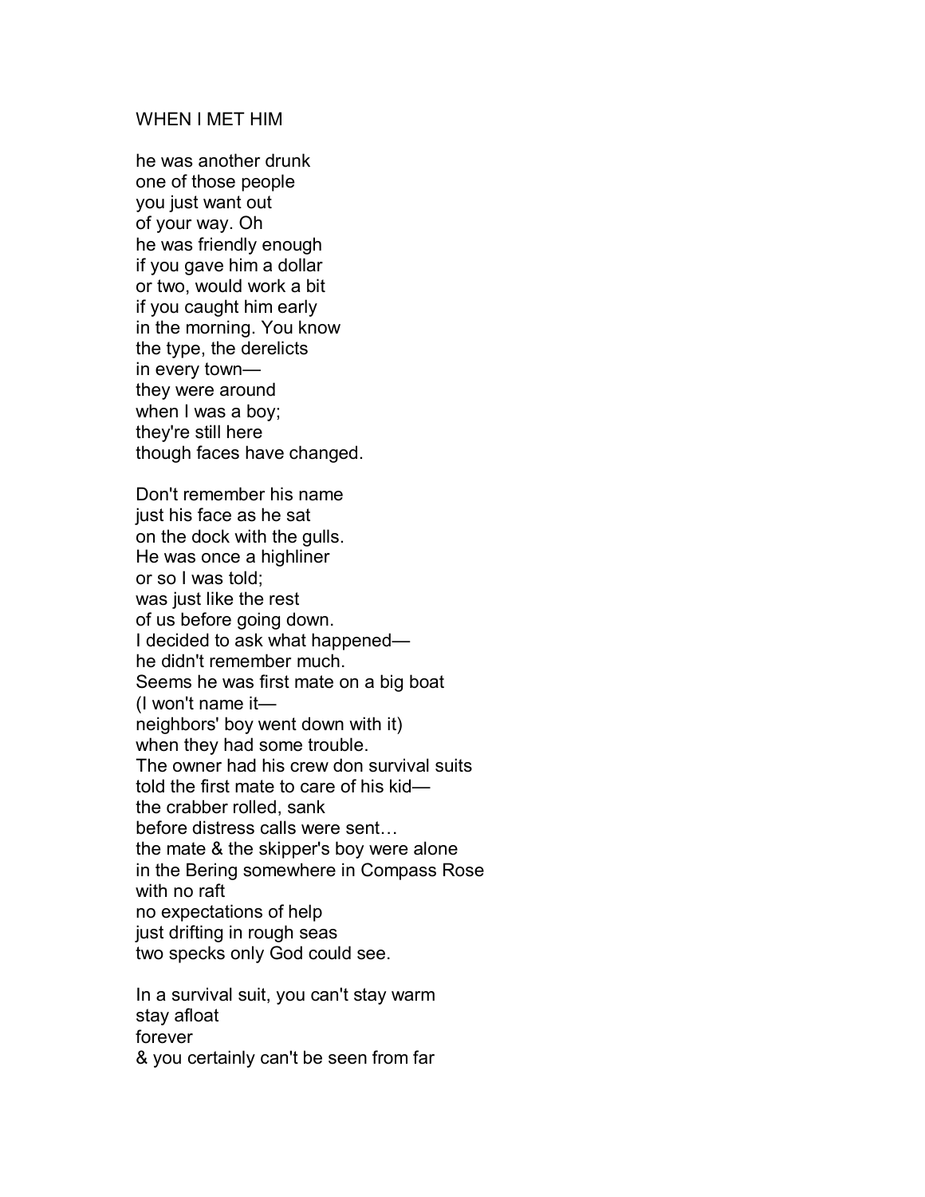WHEN I MET HIM

he was another drunk  
one of those people  
you just want out  
of your way. Oh  
he was friendly enough  
if you gave him a dollar  
or two, would work a bit  
if you caught him early  
in the morning. You know  
the type, the derelicts  
in every town—  
they were around  
when I was a boy;  
they're still here  
though faces have changed.

Don't remember his name  
just his face as he sat  
on the dock with the gulls.  
He was once a highliner  
or so I was told;  
was just like the rest  
of us before going down.  
I decided to ask what happened—  
he didn't remember much.  
Seems he was first mate on a big boat  
(I won't name it—  
neighbors' boy went down with it)  
when they had some trouble.  
The owner had his crew don survival suits  
told the first mate to care of his kid—  
the crabber rolled, sank  
before distress calls were sent…  
the mate & the skipper's boy were alone  
in the Bering somewhere in Compass Rose  
with no raft  
no expectations of help  
just drifting in rough seas  
two specks only God could see.

In a survival suit, you can't stay warm  
stay afloat  
forever  
& you certainly can't be seen from far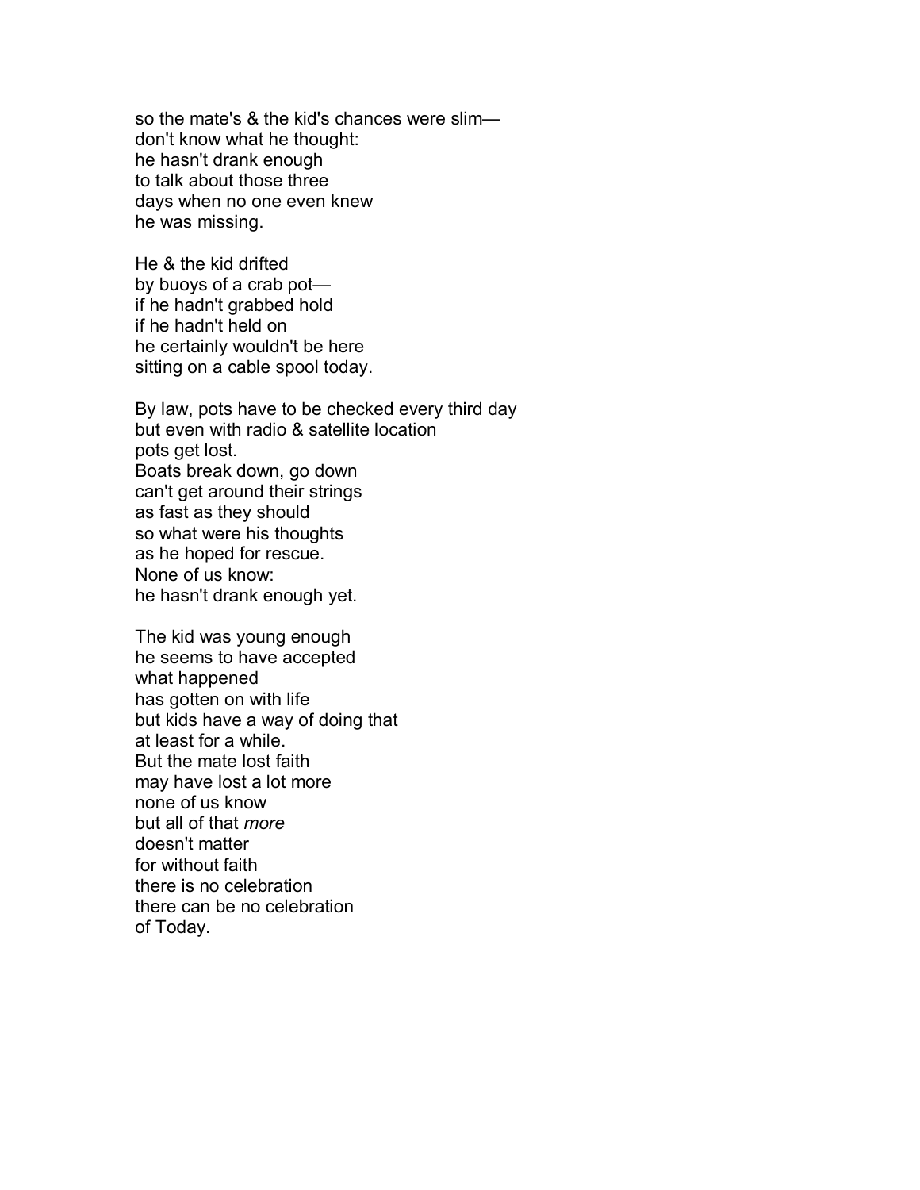so the mate's & the kid's chances were slim—  
don't know what he thought:  
he hasn't drank enough  
to talk about those three  
days when no one even knew  
he was missing.

He & the kid drifted  
by buoys of a crab pot—  
if he hadn't grabbed hold  
if he hadn't held on  
he certainly wouldn't be here  
sitting on a cable spool today.

By law, pots have to be checked every third day  
but even with radio & satellite location  
pots get lost.  
Boats break down, go down  
can't get around their strings  
as fast as they should  
so what were his thoughts  
as he hoped for rescue.  
None of us know:  
he hasn't drank enough yet.

The kid was young enough  
he seems to have accepted  
what happened  
has gotten on with life  
but kids have a way of doing that  
at least for a while.  
But the mate lost faith  
may have lost a lot more  
none of us know  
but all of that *more*  
doesn't matter  
for without faith  
there is no celebration  
there can be no celebration  
of Today.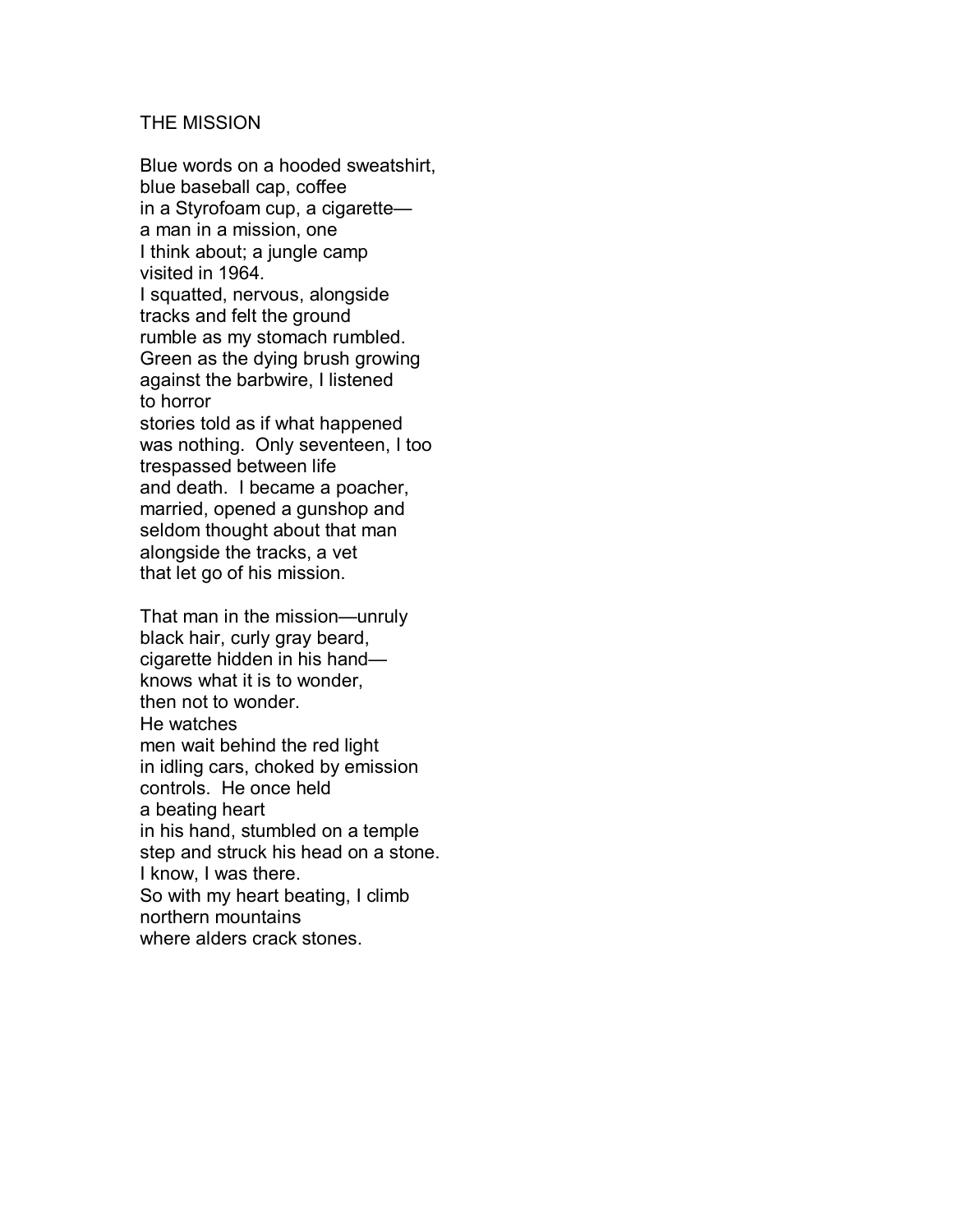## THE MISSION

Blue words on a hooded sweatshirt,  
blue baseball cap, coffee  
in a Styrofoam cup, a cigarette—  
a man in a mission, one  
I think about; a jungle camp  
visited in 1964.  
I squatted, nervous, alongside  
tracks and felt the ground  
rumble as my stomach rumbled.  
Green as the dying brush growing  
against the barbwire, I listened  
to horror  
stories told as if what happened  
was nothing.  Only seventeen, I too  
trespassed between life  
and death.  I became a poacher,  
married, opened a gunshop and  
seldom thought about that man  
alongside the tracks, a vet  
that let go of his mission.

That man in the mission—unruly  
black hair, curly gray beard,  
cigarette hidden in his hand—  
knows what it is to wonder,  
then not to wonder.  
He watches  
men wait behind the red light  
in idling cars, choked by emission  
controls.  He once held  
a beating heart  
in his hand, stumbled on a temple  
step and struck his head on a stone.  
I know, I was there.  
So with my heart beating, I climb  
northern mountains  
where alders crack stones.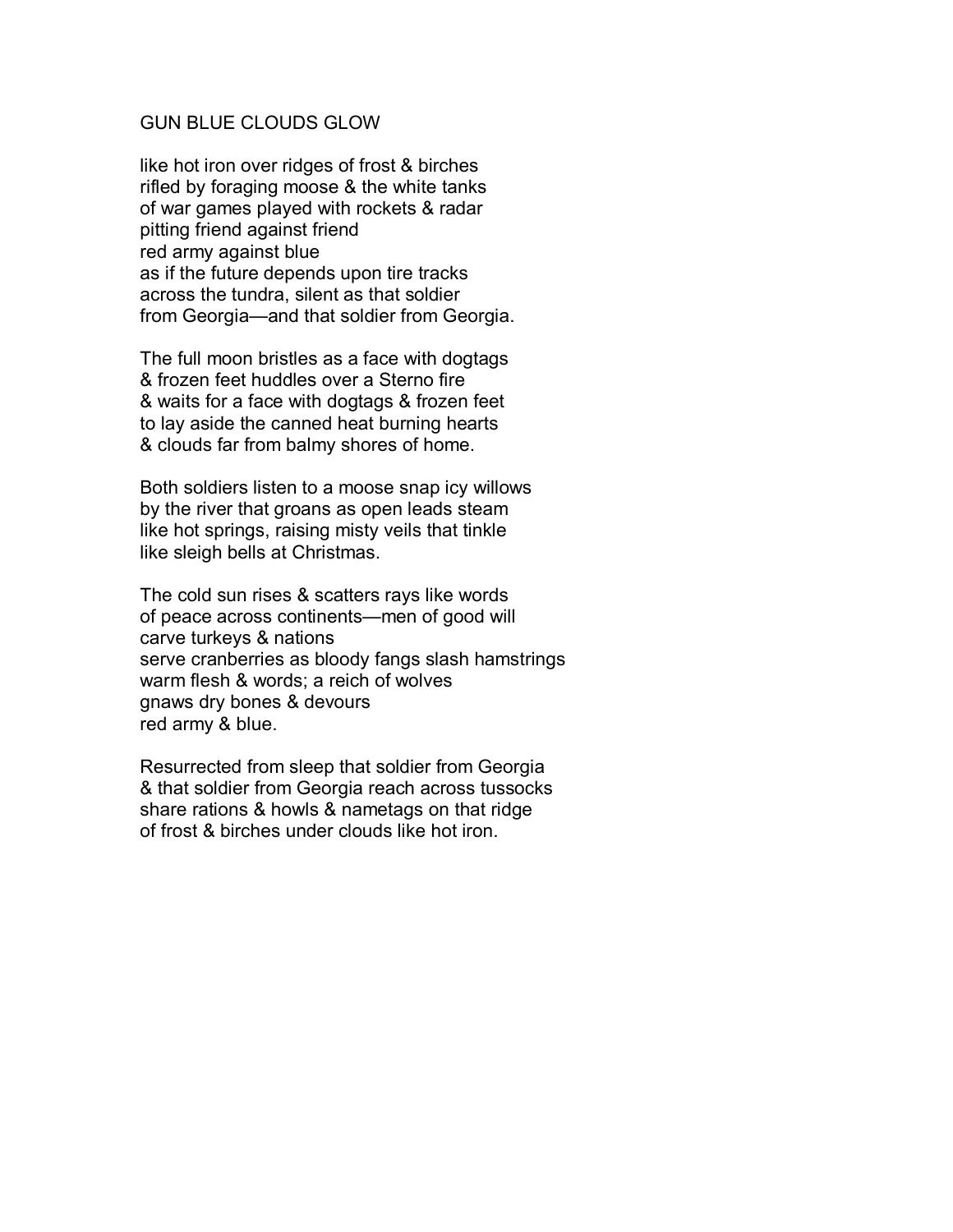## GUN BLUE CLOUDS GLOW

like hot iron over ridges of frost & birches  
rifled by foraging moose & the white tanks  
of war games played with rockets & radar  
pitting friend against friend  
red army against blue  
as if the future depends upon tire tracks  
across the tundra, silent as that soldier  
from Georgia—and that soldier from Georgia.

The full moon bristles as a face with dogtags  
& frozen feet huddles over a Sterno fire  
& waits for a face with dogtags & frozen feet  
to lay aside the canned heat burning hearts  
& clouds far from balmy shores of home.

Both soldiers listen to a moose snap icy willows  
by the river that groans as open leads steam  
like hot springs, raising misty veils that tinkle  
like sleigh bells at Christmas.

The cold sun rises & scatters rays like words  
of peace across continents—men of good will  
carve turkeys & nations  
serve cranberries as bloody fangs slash hamstrings  
warm flesh & words; a reich of wolves  
gnaws dry bones & devours  
red army & blue.

Resurrected from sleep that soldier from Georgia  
& that soldier from Georgia reach across tussocks  
share rations & howls & nametags on that ridge  
of frost & birches under clouds like hot iron.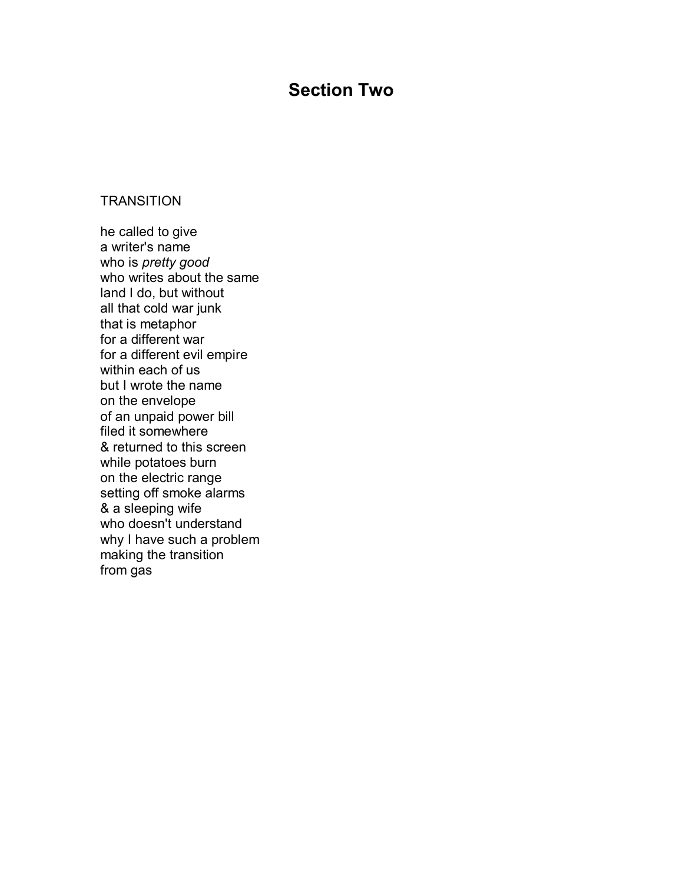# Section Two

TRANSITION

he called to give  
a writer's name  
who is *pretty good*  
who writes about the same  
land I do, but without  
all that cold war junk  
that is metaphor  
for a different war  
for a different evil empire  
within each of us  
but I wrote the name  
on the envelope  
of an unpaid power bill  
filed it somewhere  
& returned to this screen  
while potatoes burn  
on the electric range  
setting off smoke alarms  
& a sleeping wife  
who doesn't understand  
why I have such a problem  
making the transition  
from gas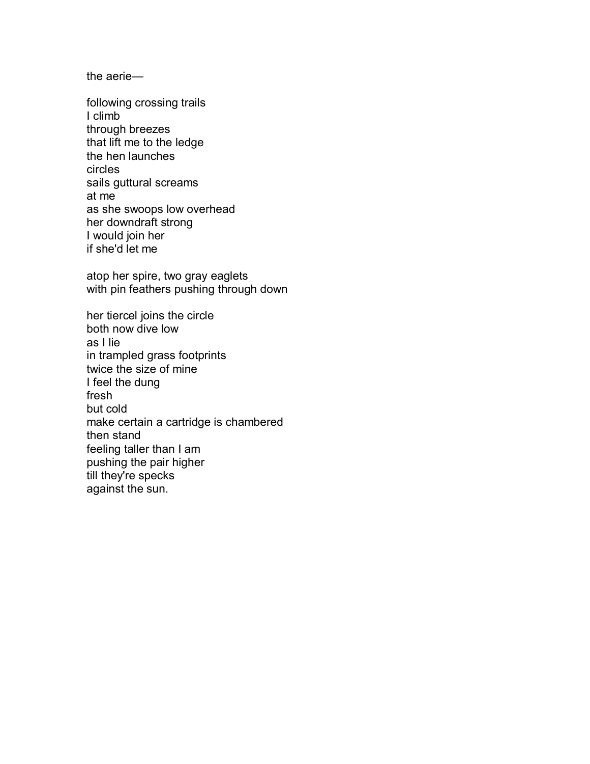the aerie—

following crossing trails  
I climb  
through breezes  
that lift me to the ledge  
the hen launches  
circles  
sails guttural screams  
at me  
as she swoops low overhead  
her downdraft strong  
I would join her  
if she'd let me

atop her spire, two gray eaglets  
with pin feathers pushing through down

her tiercel joins the circle  
both now dive low  
as I lie  
in trampled grass footprints  
twice the size of mine  
I feel the dung  
fresh  
but cold  
make certain a cartridge is chambered  
then stand  
feeling taller than I am  
pushing the pair higher  
till they're specks  
against the sun.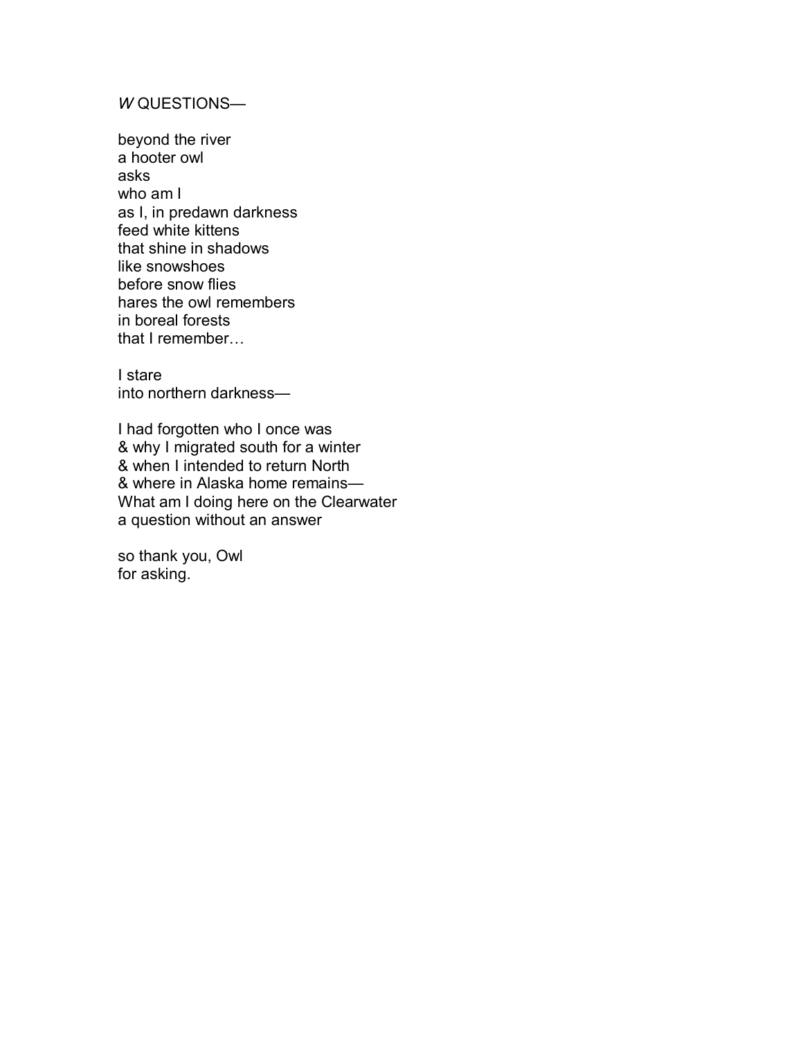## *W* QUESTIONS—

beyond the river  
a hooter owl  
asks  
who am I  
as I, in predawn darkness  
feed white kittens  
that shine in shadows  
like snowshoes  
before snow flies  
hares the owl remembers  
in boreal forests  
that I remember…

I stare  
into northern darkness—

I had forgotten who I once was  
& why I migrated south for a winter  
& when I intended to return North  
& where in Alaska home remains—  
What am I doing here on the Clearwater  
a question without an answer

so thank you, Owl  
for asking.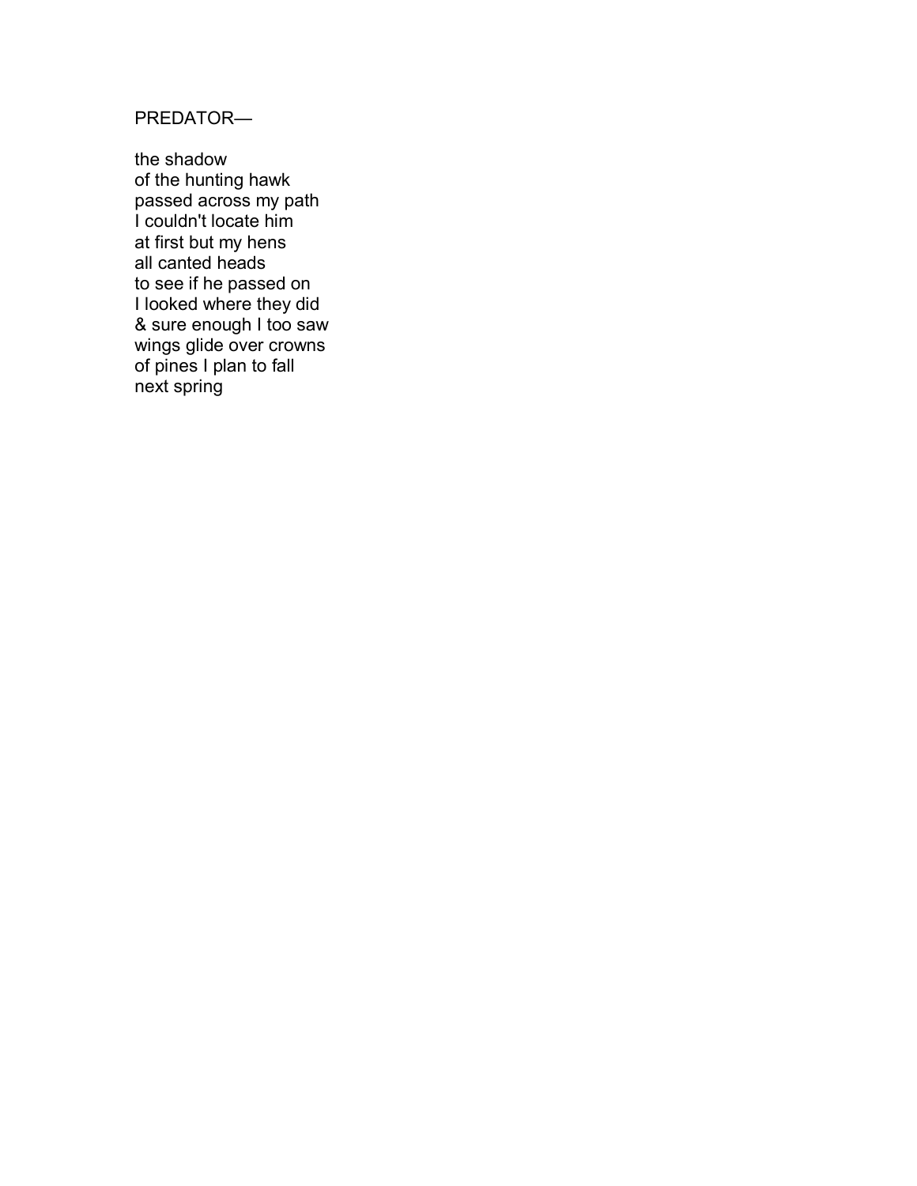PREDATOR—

the shadow  
of the hunting hawk  
passed across my path  
I couldn't locate him  
at first but my hens  
all canted heads  
to see if he passed on  
I looked where they did  
& sure enough I too saw  
wings glide over crowns  
of pines I plan to fall  
next spring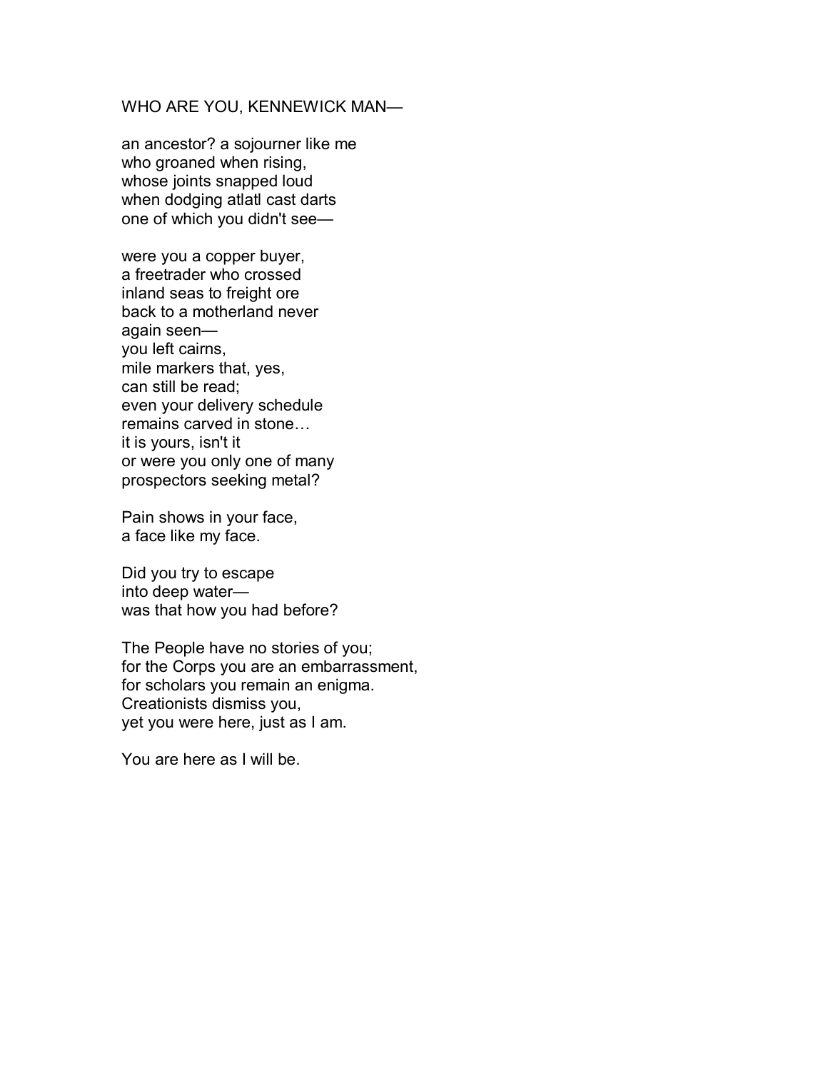WHO ARE YOU, KENNEWICK MAN—

an ancestor? a sojourner like me  
who groaned when rising,  
whose joints snapped loud  
when dodging atlatl cast darts  
one of which you didn't see—

were you a copper buyer,  
a freetrader who crossed  
inland seas to freight ore  
back to a motherland never  
again seen—  
you left cairns,  
mile markers that, yes,  
can still be read;  
even your delivery schedule  
remains carved in stone…  
it is yours, isn't it  
or were you only one of many  
prospectors seeking metal?

Pain shows in your face,  
a face like my face.

Did you try to escape  
into deep water—  
was that how you had before?

The People have no stories of you;  
for the Corps you are an embarrassment,  
for scholars you remain an enigma.  
Creationists dismiss you,  
yet you were here, just as I am.

You are here as I will be.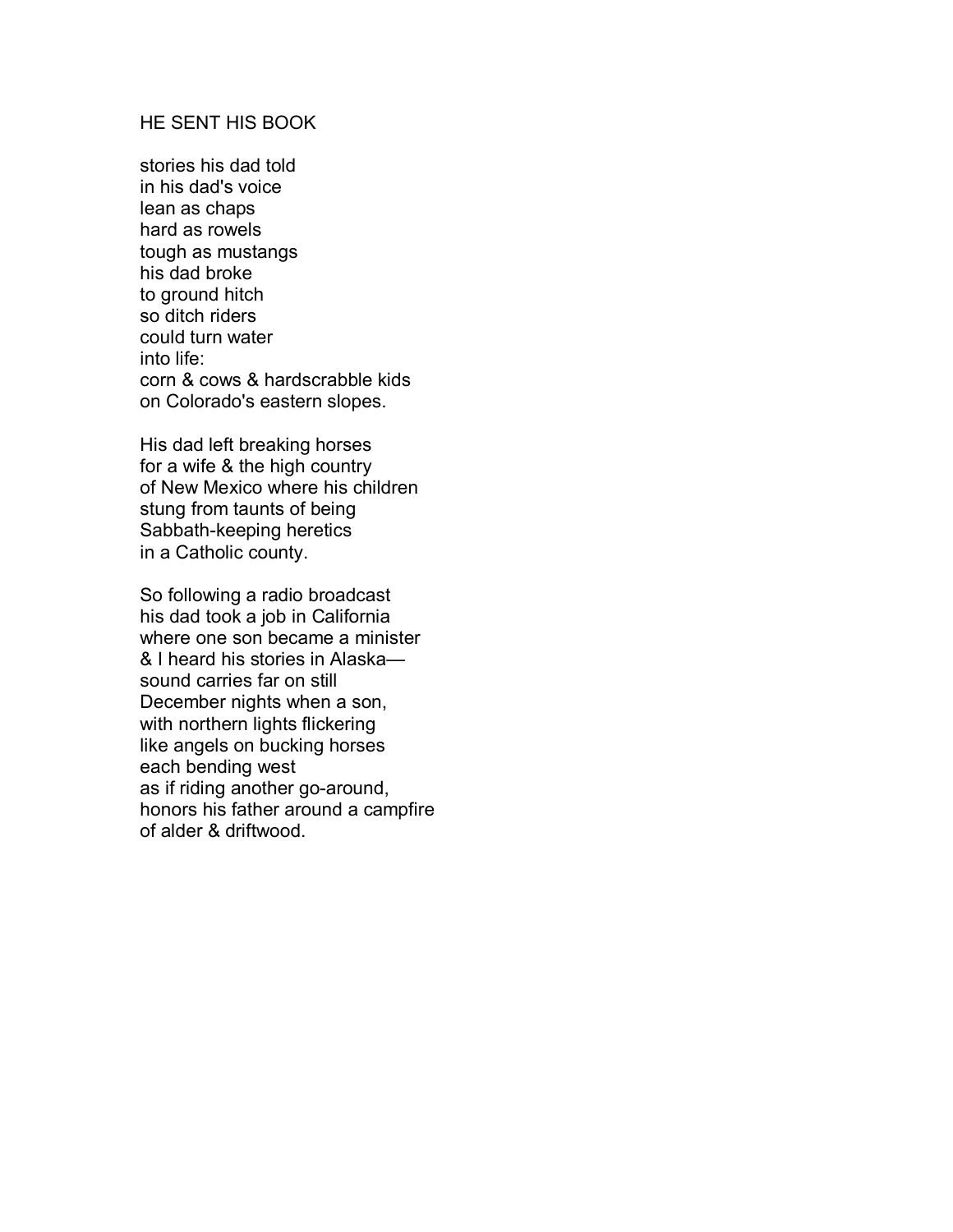## HE SENT HIS BOOK

stories his dad told  
in his dad's voice  
lean as chaps  
hard as rowels  
tough as mustangs  
his dad broke  
to ground hitch  
so ditch riders  
could turn water  
into life:  
corn & cows & hardscrabble kids  
on Colorado's eastern slopes.

His dad left breaking horses  
for a wife & the high country  
of New Mexico where his children  
stung from taunts of being  
Sabbath-keeping heretics  
in a Catholic county.

So following a radio broadcast  
his dad took a job in California  
where one son became a minister  
& I heard his stories in Alaska—  
sound carries far on still  
December nights when a son,  
with northern lights flickering  
like angels on bucking horses  
each bending west  
as if riding another go-around,  
honors his father around a campfire  
of alder & driftwood.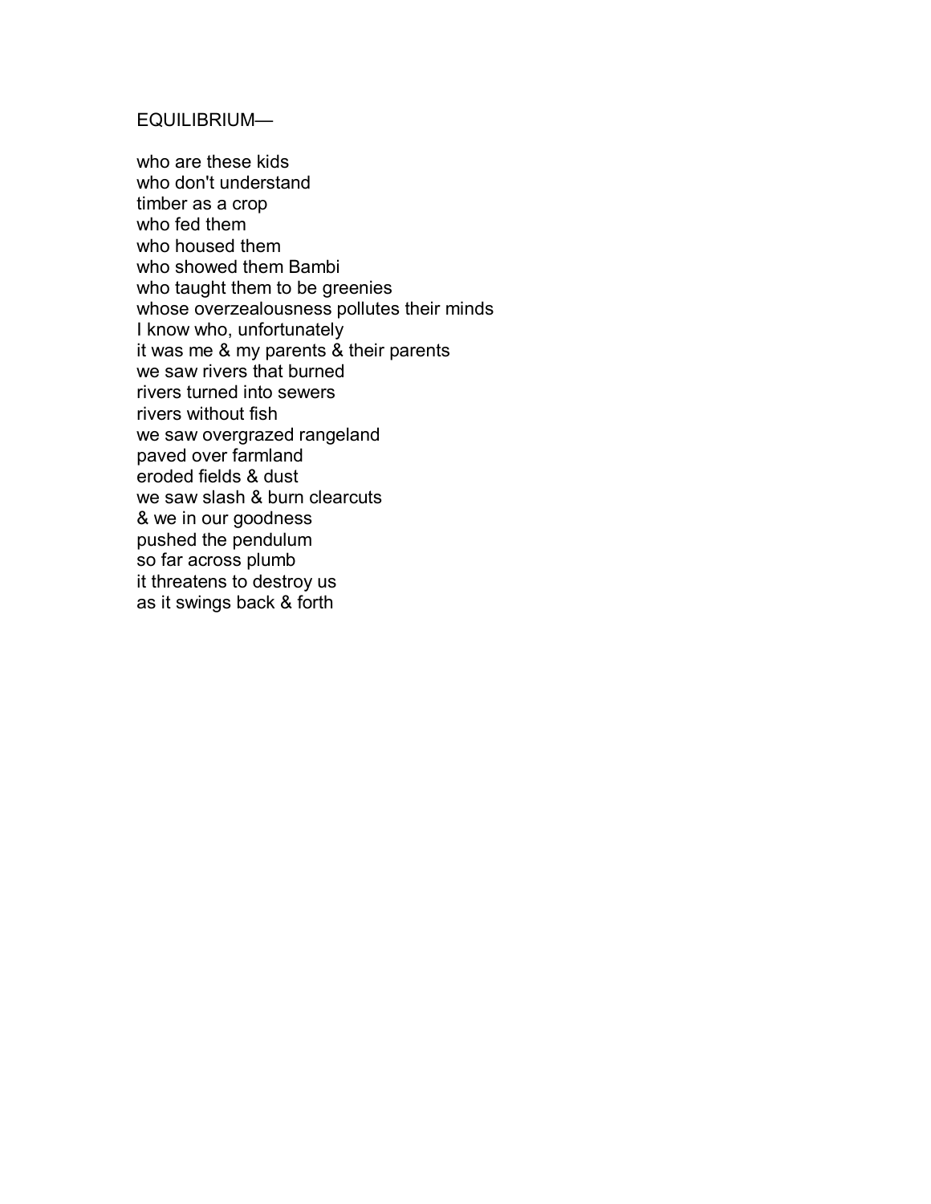EQUILIBRIUM—

who are these kids  
who don't understand  
timber as a crop  
who fed them  
who housed them  
who showed them Bambi  
who taught them to be greenies  
whose overzealousness pollutes their minds  
I know who, unfortunately  
it was me & my parents & their parents  
we saw rivers that burned  
rivers turned into sewers  
rivers without fish  
we saw overgrazed rangeland  
paved over farmland  
eroded fields & dust  
we saw slash & burn clearcuts  
& we in our goodness  
pushed the pendulum  
so far across plumb  
it threatens to destroy us  
as it swings back & forth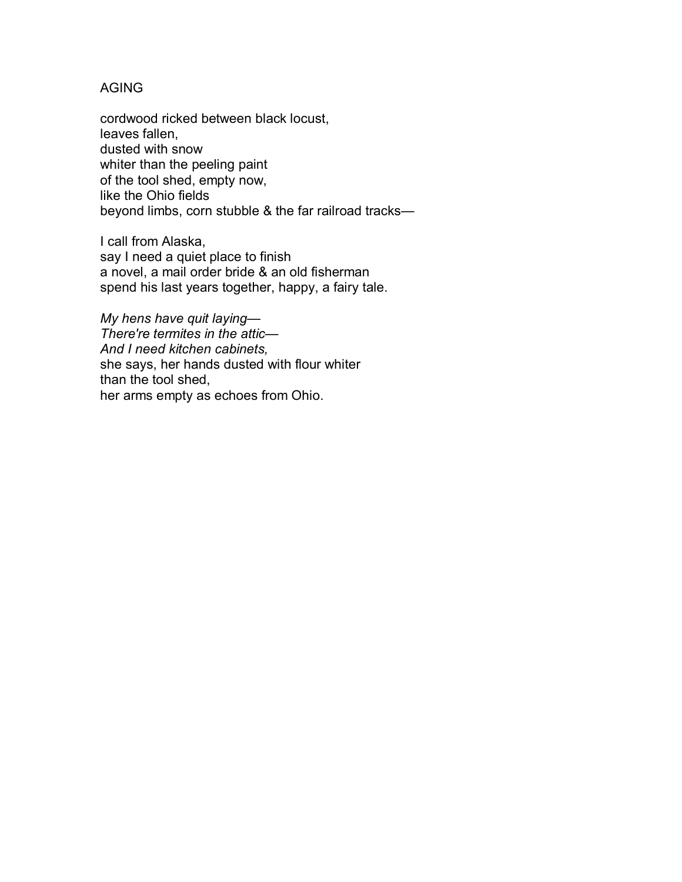## AGING

cordwood ricked between black locust,
leaves fallen,
dusted with snow
whiter than the peeling paint
of the tool shed, empty now,
like the Ohio fields
beyond limbs, corn stubble & the far railroad tracks—

I call from Alaska,
say I need a quiet place to finish
a novel, a mail order bride & an old fisherman
spend his last years together, happy, a fairy tale.

*My hens have quit laying—*
*There're termites in the attic—*
*And I need kitchen cabinets,*
she says, her hands dusted with flour whiter
than the tool shed,
her arms empty as echoes from Ohio.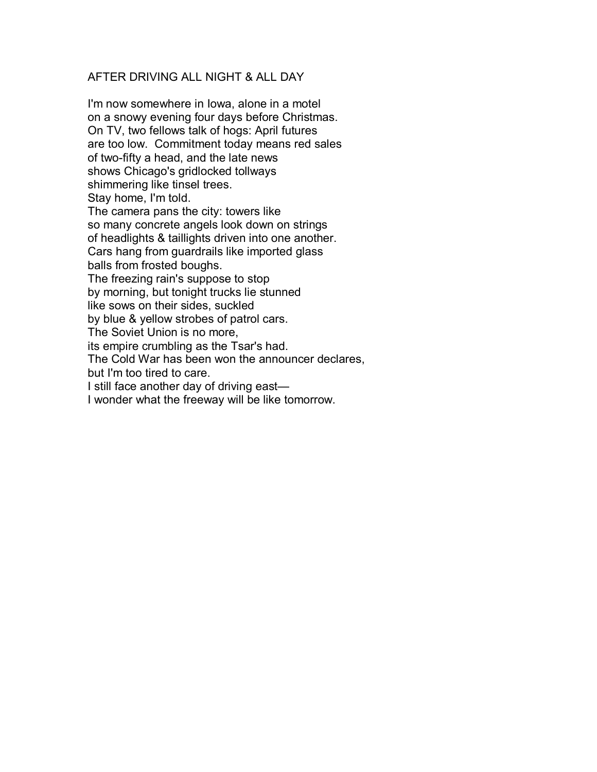## AFTER DRIVING ALL NIGHT & ALL DAY

I'm now somewhere in Iowa, alone in a motel  
on a snowy evening four days before Christmas.  
On TV, two fellows talk of hogs: April futures  
are too low.  Commitment today means red sales  
of two-fifty a head, and the late news  
shows Chicago's gridlocked tollways  
shimmering like tinsel trees.  
Stay home, I'm told.  
The camera pans the city: towers like  
so many concrete angels look down on strings  
of headlights & taillights driven into one another.  
Cars hang from guardrails like imported glass  
balls from frosted boughs.  
The freezing rain's suppose to stop  
by morning, but tonight trucks lie stunned  
like sows on their sides, suckled  
by blue & yellow strobes of patrol cars.  
The Soviet Union is no more,  
its empire crumbling as the Tsar's had.  
The Cold War has been won the announcer declares,  
but I'm too tired to care.  
I still face another day of driving east—  
I wonder what the freeway will be like tomorrow.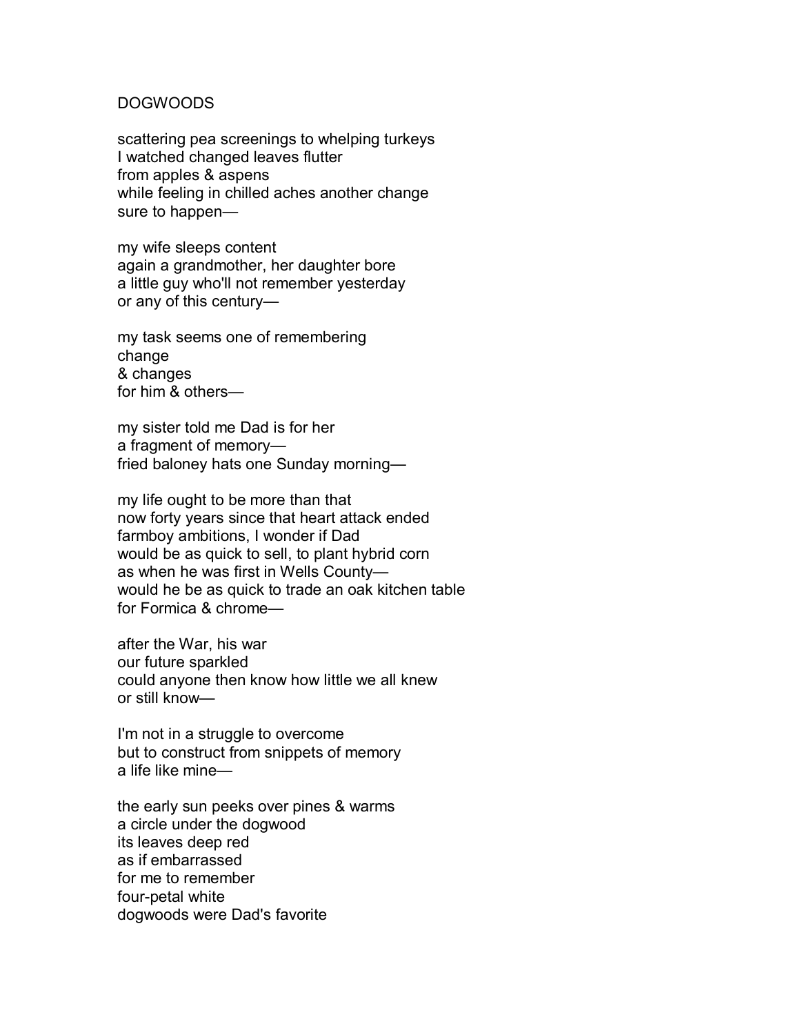## DOGWOODS

scattering pea screenings to whelping turkeys  
I watched changed leaves flutter  
from apples & aspens  
while feeling in chilled aches another change  
sure to happen—

my wife sleeps content  
again a grandmother, her daughter bore  
a little guy who'll not remember yesterday  
or any of this century—

my task seems one of remembering  
change  
& changes  
for him & others—

my sister told me Dad is for her  
a fragment of memory—  
fried baloney hats one Sunday morning—

my life ought to be more than that  
now forty years since that heart attack ended  
farmboy ambitions, I wonder if Dad  
would be as quick to sell, to plant hybrid corn  
as when he was first in Wells County—  
would he be as quick to trade an oak kitchen table  
for Formica & chrome—

after the War, his war  
our future sparkled  
could anyone then know how little we all knew  
or still know—

I'm not in a struggle to overcome  
but to construct from snippets of memory  
a life like mine—

the early sun peeks over pines & warms  
a circle under the dogwood  
its leaves deep red  
as if embarrassed  
for me to remember  
four-petal white  
dogwoods were Dad's favorite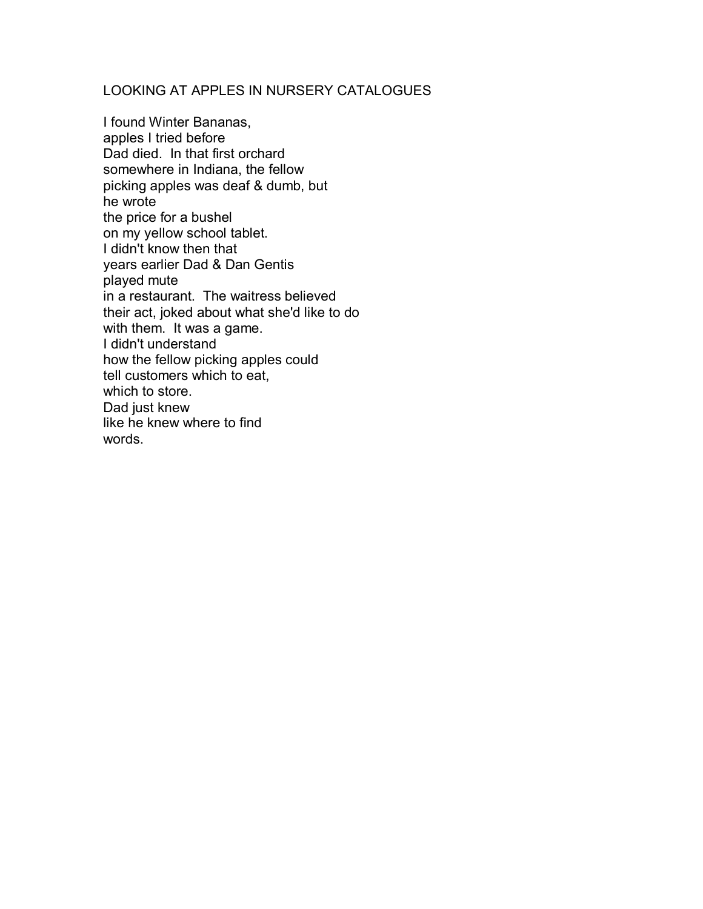# LOOKING AT APPLES IN NURSERY CATALOGUES

I found Winter Bananas,  
apples I tried before  
Dad died.  In that first orchard  
somewhere in Indiana, the fellow  
picking apples was deaf & dumb, but  
he wrote  
the price for a bushel  
on my yellow school tablet.  
I didn't know then that  
years earlier Dad & Dan Gentis  
played mute  
in a restaurant.  The waitress believed  
their act, joked about what she'd like to do  
with them.  It was a game.  
I didn't understand  
how the fellow picking apples could  
tell customers which to eat,  
which to store.  
Dad just knew  
like he knew where to find  
words.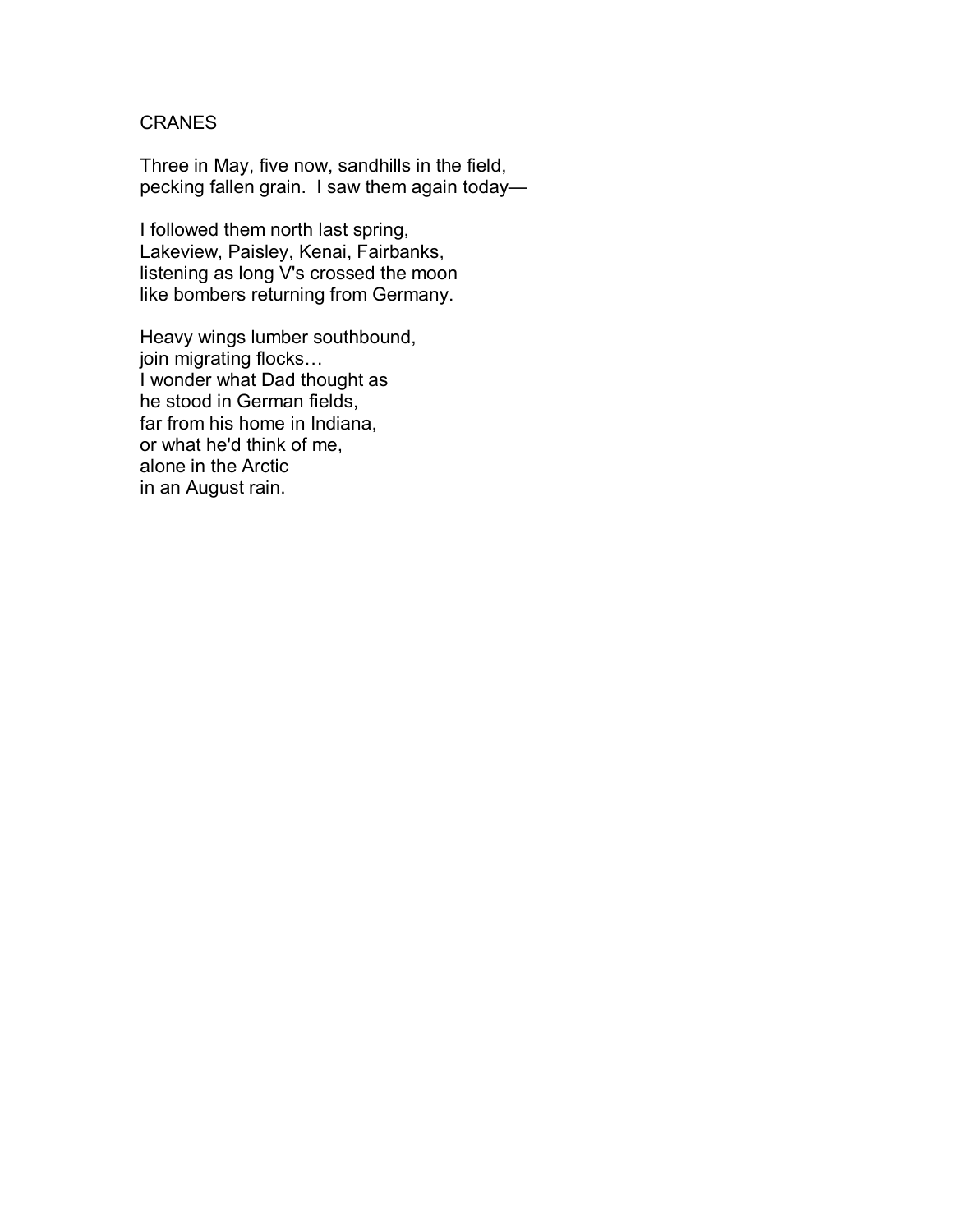## CRANES

Three in May, five now, sandhills in the field,  
pecking fallen grain.  I saw them again today—

I followed them north last spring,  
Lakeview, Paisley, Kenai, Fairbanks,  
listening as long V's crossed the moon  
like bombers returning from Germany.

Heavy wings lumber southbound,  
join migrating flocks…  
I wonder what Dad thought as  
he stood in German fields,  
far from his home in Indiana,  
or what he'd think of me,  
alone in the Arctic  
in an August rain.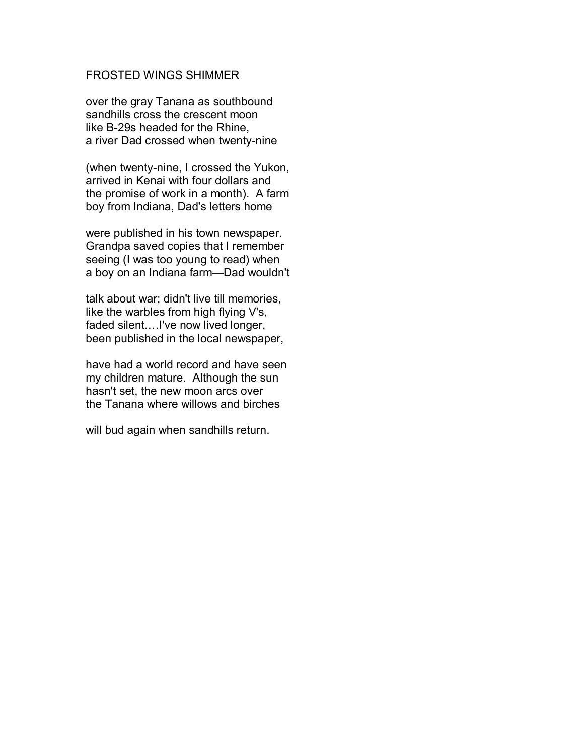# FROSTED WINGS SHIMMER

over the gray Tanana as southbound  
sandhills cross the crescent moon  
like B-29s headed for the Rhine,  
a river Dad crossed when twenty-nine

(when twenty-nine, I crossed the Yukon,  
arrived in Kenai with four dollars and  
the promise of work in a month).  A farm  
boy from Indiana, Dad's letters home

were published in his town newspaper.  
Grandpa saved copies that I remember  
seeing (I was too young to read) when  
a boy on an Indiana farm—Dad wouldn't

talk about war; didn't live till memories,  
like the warbles from high flying V's,  
faded silent….I've now lived longer,  
been published in the local newspaper,

have had a world record and have seen  
my children mature.  Although the sun  
hasn't set, the new moon arcs over  
the Tanana where willows and birches

will bud again when sandhills return.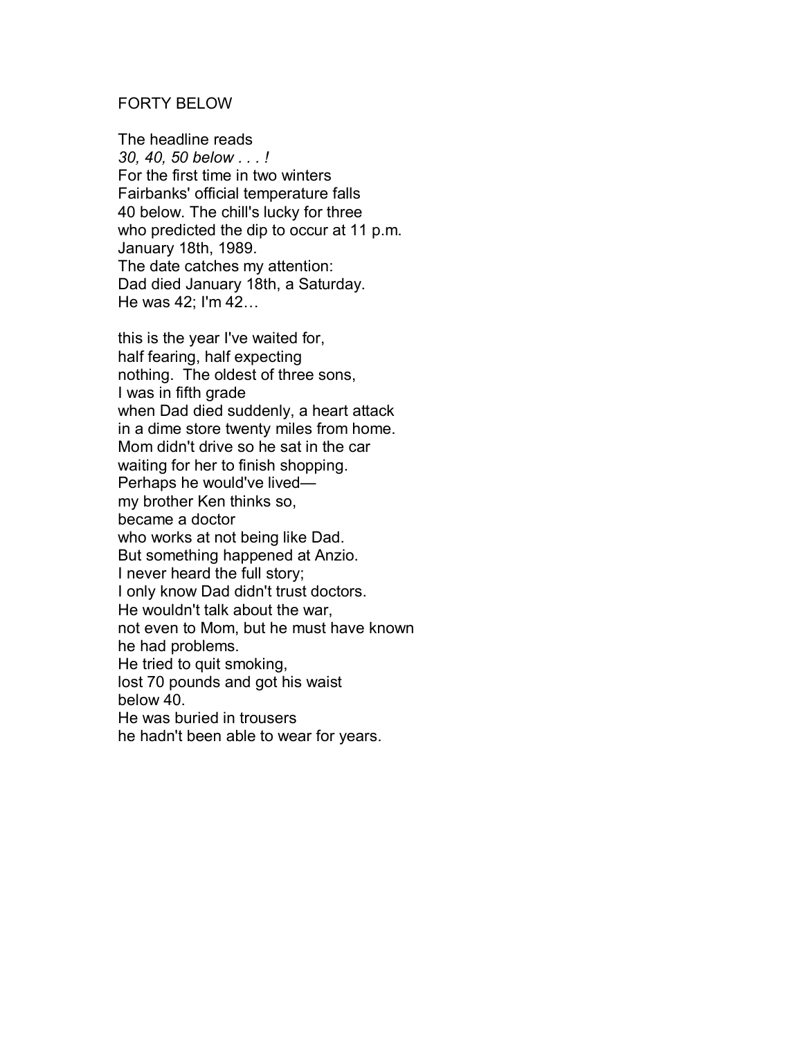FORTY BELOW

The headline reads  
*30, 40, 50 below . . . !*  
For the first time in two winters  
Fairbanks' official temperature falls  
40 below. The chill's lucky for three  
who predicted the dip to occur at 11 p.m.  
January 18th, 1989.  
The date catches my attention:  
Dad died January 18th, a Saturday.  
He was 42; I'm 42…

this is the year I've waited for,  
half fearing, half expecting  
nothing.  The oldest of three sons,  
I was in fifth grade  
when Dad died suddenly, a heart attack  
in a dime store twenty miles from home.  
Mom didn't drive so he sat in the car  
waiting for her to finish shopping.  
Perhaps he would've lived—  
my brother Ken thinks so,  
became a doctor  
who works at not being like Dad.  
But something happened at Anzio.  
I never heard the full story;  
I only know Dad didn't trust doctors.  
He wouldn't talk about the war,  
not even to Mom, but he must have known  
he had problems.  
He tried to quit smoking,  
lost 70 pounds and got his waist  
below 40.  
He was buried in trousers  
he hadn't been able to wear for years.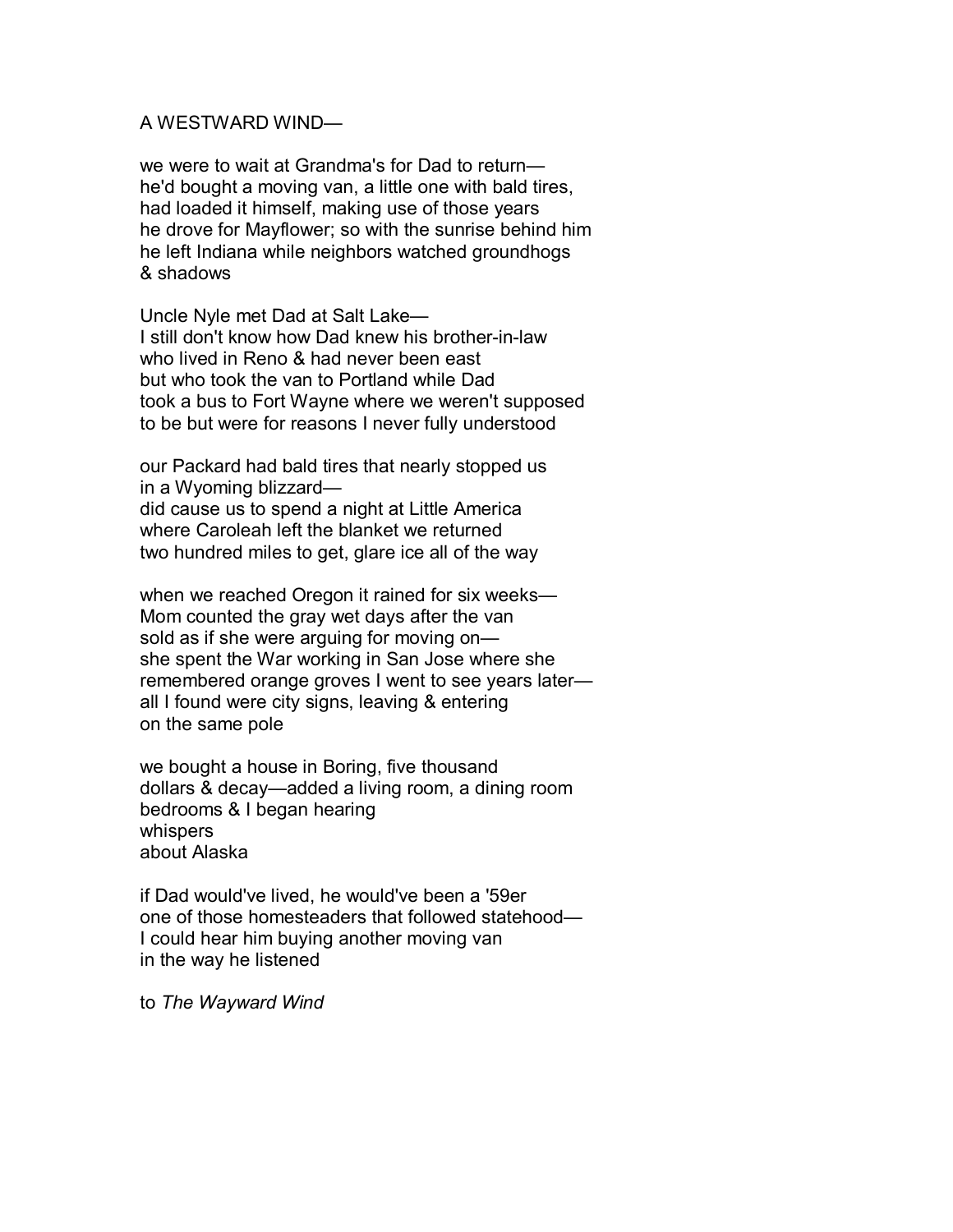A WESTWARD WIND—

we were to wait at Grandma's for Dad to return—
he'd bought a moving van, a little one with bald tires,
had loaded it himself, making use of those years
he drove for Mayflower; so with the sunrise behind him
he left Indiana while neighbors watched groundhogs
& shadows

Uncle Nyle met Dad at Salt Lake—
I still don't know how Dad knew his brother-in-law
who lived in Reno & had never been east
but who took the van to Portland while Dad
took a bus to Fort Wayne where we weren't supposed
to be but were for reasons I never fully understood

our Packard had bald tires that nearly stopped us
in a Wyoming blizzard—
did cause us to spend a night at Little America
where Caroleah left the blanket we returned
two hundred miles to get, glare ice all of the way

when we reached Oregon it rained for six weeks—
Mom counted the gray wet days after the van
sold as if she were arguing for moving on—
she spent the War working in San Jose where she
remembered orange groves I went to see years later—
all I found were city signs, leaving & entering
on the same pole

we bought a house in Boring, five thousand
dollars & decay—added a living room, a dining room
bedrooms & I began hearing
whispers
about Alaska

if Dad would've lived, he would've been a '59er
one of those homesteaders that followed statehood—
I could hear him buying another moving van
in the way he listened

to *The Wayward Wind*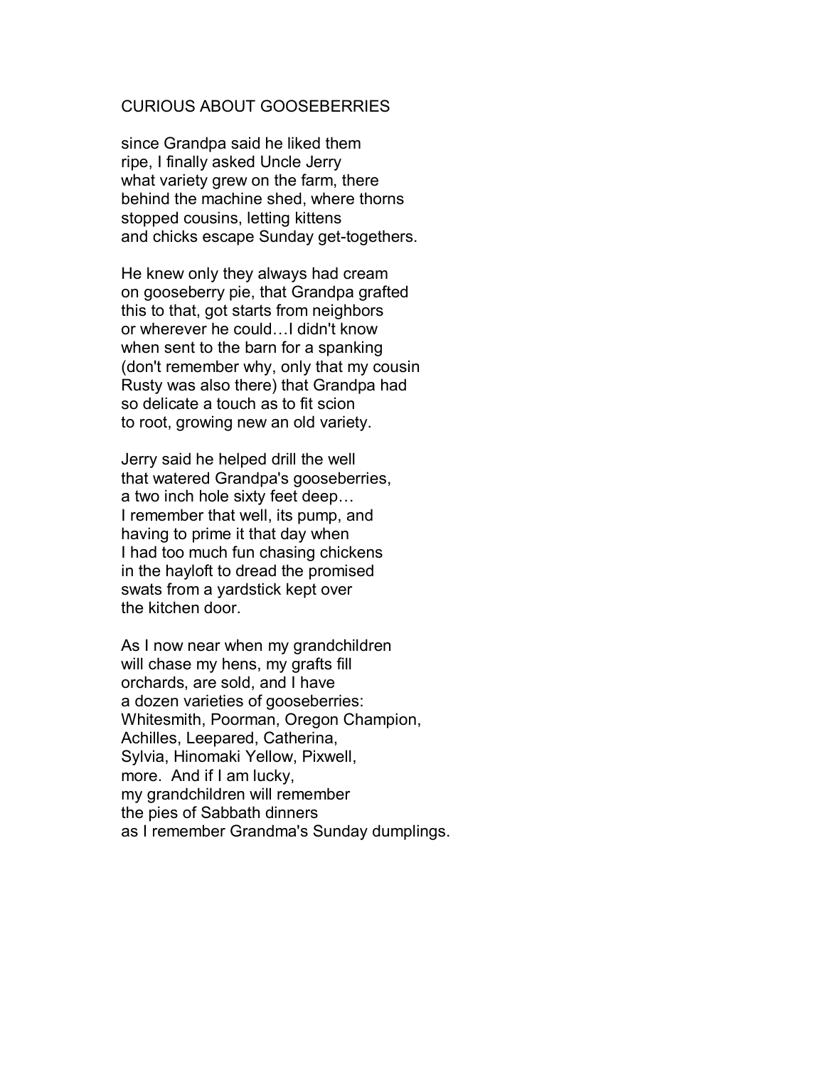## CURIOUS ABOUT GOOSEBERRIES

since Grandpa said he liked them  
ripe, I finally asked Uncle Jerry  
what variety grew on the farm, there  
behind the machine shed, where thorns  
stopped cousins, letting kittens  
and chicks escape Sunday get-togethers.

He knew only they always had cream  
on gooseberry pie, that Grandpa grafted  
this to that, got starts from neighbors  
or wherever he could…I didn't know  
when sent to the barn for a spanking  
(don't remember why, only that my cousin  
Rusty was also there) that Grandpa had  
so delicate a touch as to fit scion  
to root, growing new an old variety.

Jerry said he helped drill the well  
that watered Grandpa's gooseberries,  
a two inch hole sixty feet deep…  
I remember that well, its pump, and  
having to prime it that day when  
I had too much fun chasing chickens  
in the hayloft to dread the promised  
swats from a yardstick kept over  
the kitchen door.

As I now near when my grandchildren  
will chase my hens, my grafts fill  
orchards, are sold, and I have  
a dozen varieties of gooseberries:  
Whitesmith, Poorman, Oregon Champion,  
Achilles, Leepared, Catherina,  
Sylvia, Hinomaki Yellow, Pixwell,  
more. And if I am lucky,  
my grandchildren will remember  
the pies of Sabbath dinners  
as I remember Grandma's Sunday dumplings.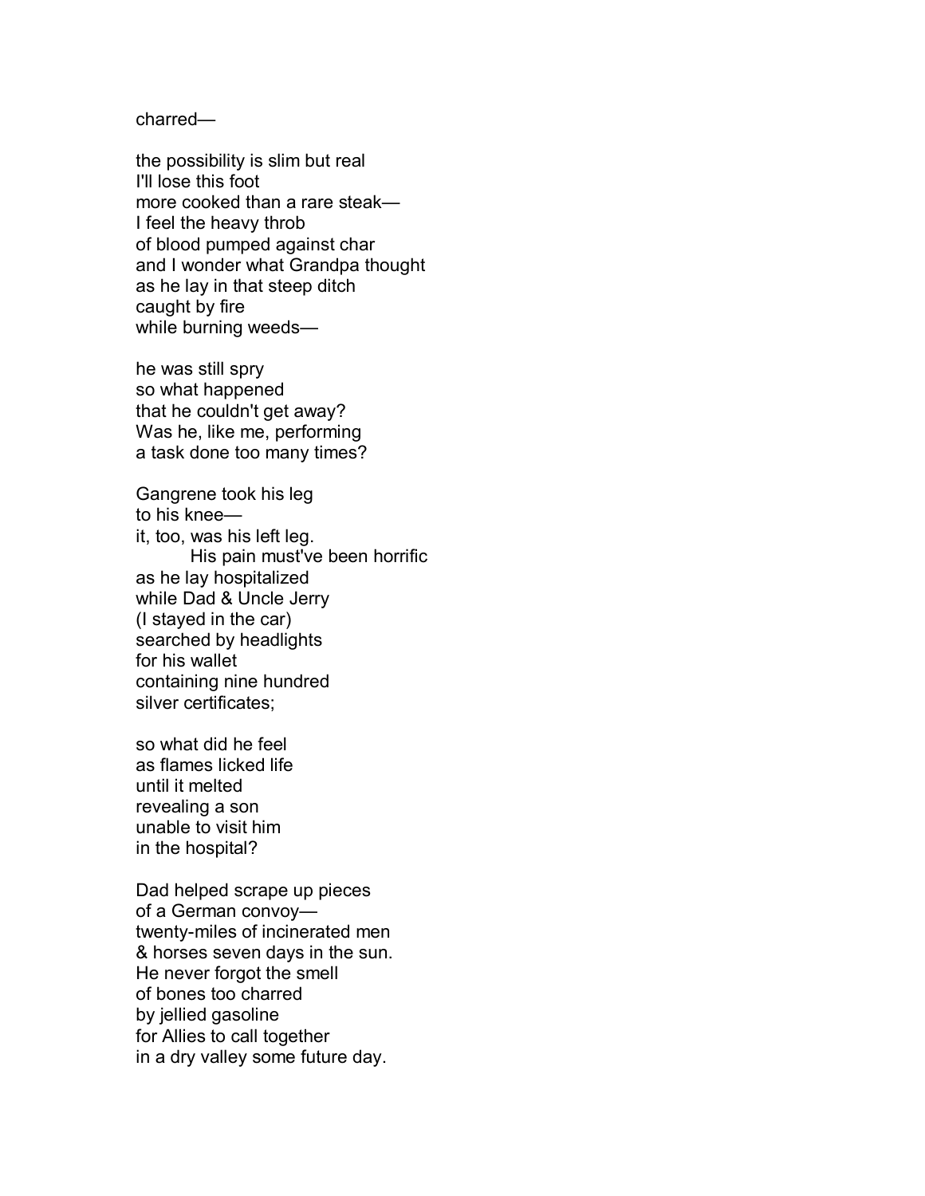charred—

the possibility is slim but real  
I'll lose this foot  
more cooked than a rare steak—  
I feel the heavy throb  
of blood pumped against char  
and I wonder what Grandpa thought  
as he lay in that steep ditch  
caught by fire  
while burning weeds—

he was still spry  
so what happened  
that he couldn't get away?  
Was he, like me, performing  
a task done too many times?

Gangrene took his leg  
to his knee—  
it, too, was his left leg.  
&emsp;&emsp;His pain must've been horrific  
as he lay hospitalized  
while Dad & Uncle Jerry  
(I stayed in the car)  
searched by headlights  
for his wallet  
containing nine hundred  
silver certificates;

so what did he feel  
as flames licked life  
until it melted  
revealing a son  
unable to visit him  
in the hospital?

Dad helped scrape up pieces  
of a German convoy—  
twenty-miles of incinerated men  
& horses seven days in the sun.  
He never forgot the smell  
of bones too charred  
by jellied gasoline  
for Allies to call together  
in a dry valley some future day.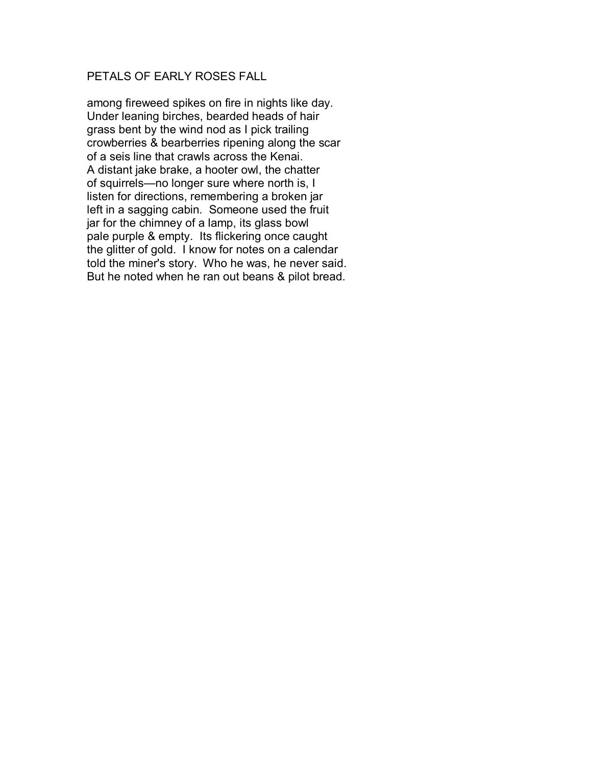## PETALS OF EARLY ROSES FALL

among fireweed spikes on fire in nights like day.  
Under leaning birches, bearded heads of hair  
grass bent by the wind nod as I pick trailing  
crowberries & bearberries ripening along the scar  
of a seis line that crawls across the Kenai.  
A distant jake brake, a hooter owl, the chatter  
of squirrels—no longer sure where north is, I  
listen for directions, remembering a broken jar  
left in a sagging cabin.  Someone used the fruit  
jar for the chimney of a lamp, its glass bowl  
pale purple & empty.  Its flickering once caught  
the glitter of gold.  I know for notes on a calendar  
told the miner's story.  Who he was, he never said.  
But he noted when he ran out beans & pilot bread.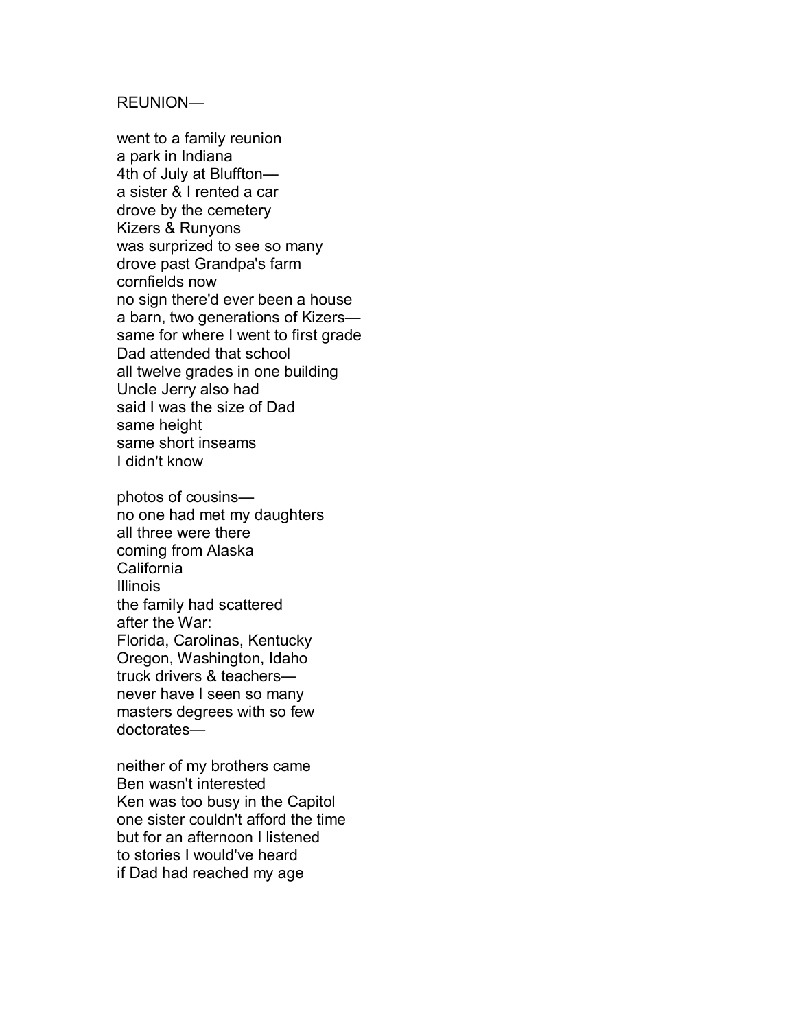REUNION—

went to a family reunion
a park in Indiana
4th of July at Bluffton—
a sister & I rented a car
drove by the cemetery
Kizers & Runyons
was surprized to see so many
drove past Grandpa's farm
cornfields now
no sign there'd ever been a house
a barn, two generations of Kizers—
same for where I went to first grade
Dad attended that school
all twelve grades in one building
Uncle Jerry also had
said I was the size of Dad
same height
same short inseams
I didn't know

photos of cousins—
no one had met my daughters
all three were there
coming from Alaska
California
Illinois
the family had scattered
after the War:
Florida, Carolinas, Kentucky
Oregon, Washington, Idaho
truck drivers & teachers—
never have I seen so many
masters degrees with so few
doctorates—

neither of my brothers came
Ben wasn't interested
Ken was too busy in the Capitol
one sister couldn't afford the time
but for an afternoon I listened
to stories I would've heard
if Dad had reached my age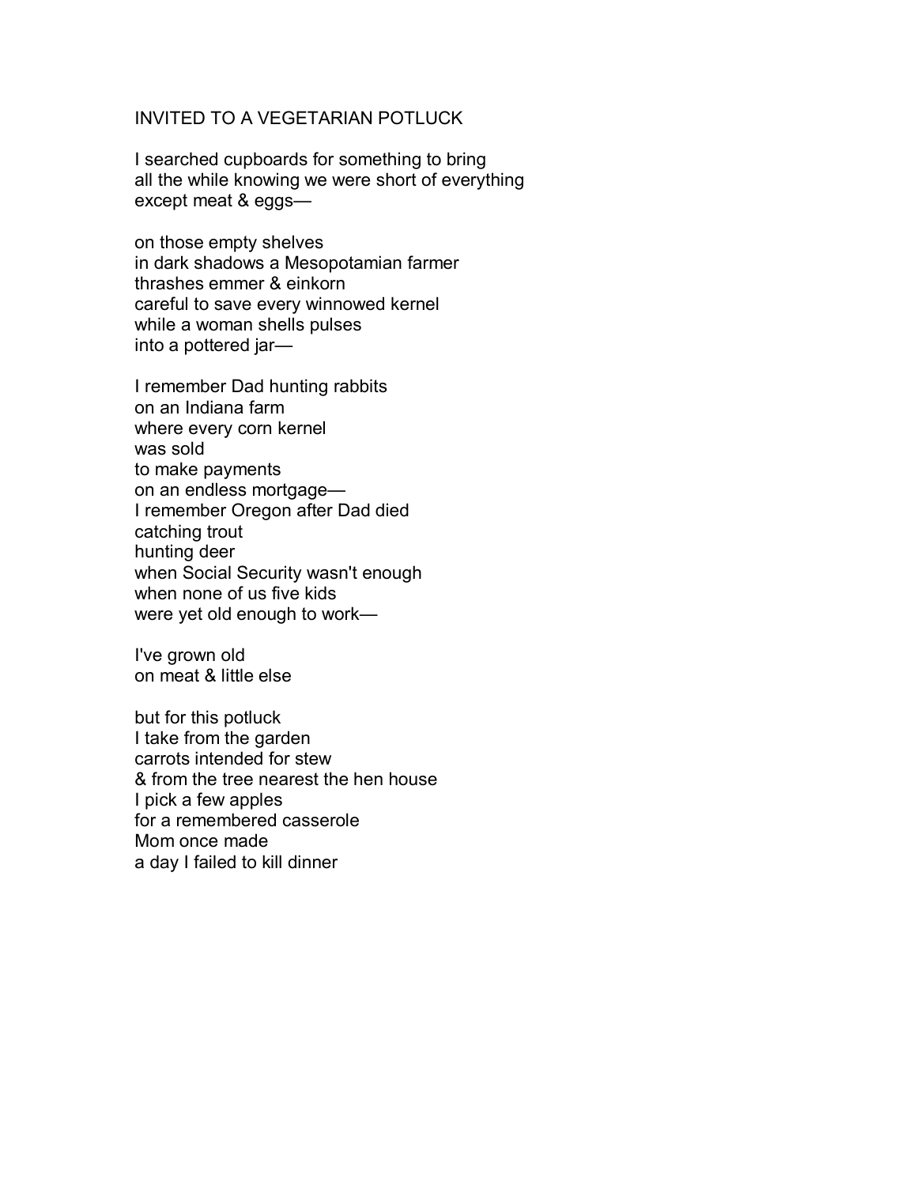# INVITED TO A VEGETARIAN POTLUCK

I searched cupboards for something to bring  
all the while knowing we were short of everything  
except meat & eggs—

on those empty shelves  
in dark shadows a Mesopotamian farmer  
thrashes emmer & einkorn  
careful to save every winnowed kernel  
while a woman shells pulses  
into a pottered jar—

I remember Dad hunting rabbits  
on an Indiana farm  
where every corn kernel  
was sold  
to make payments  
on an endless mortgage—  
I remember Oregon after Dad died  
catching trout  
hunting deer  
when Social Security wasn't enough  
when none of us five kids  
were yet old enough to work—

I've grown old  
on meat & little else

but for this potluck  
I take from the garden  
carrots intended for stew  
& from the tree nearest the hen house  
I pick a few apples  
for a remembered casserole  
Mom once made  
a day I failed to kill dinner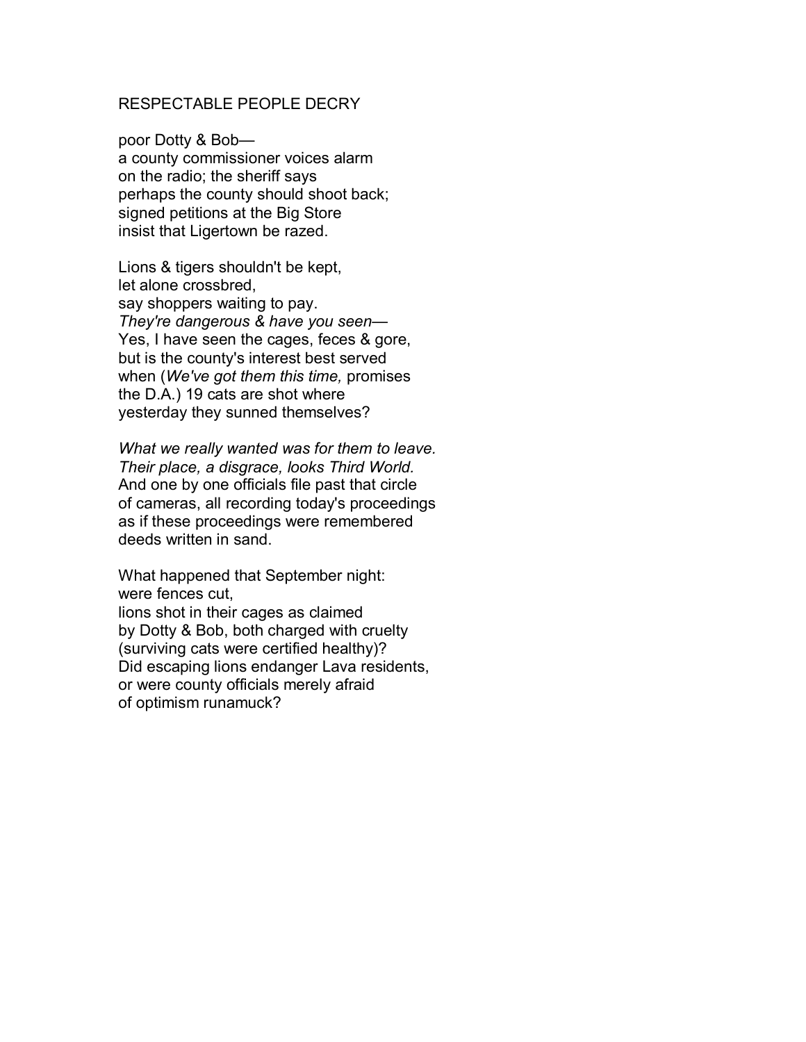# RESPECTABLE PEOPLE DECRY

poor Dotty & Bob—  
a county commissioner voices alarm  
on the radio; the sheriff says  
perhaps the county should shoot back;  
signed petitions at the Big Store  
insist that Ligertown be razed.

Lions & tigers shouldn't be kept,  
let alone crossbred,  
say shoppers waiting to pay.  
*They're dangerous & have you seen—*  
Yes, I have seen the cages, feces & gore,  
but is the county's interest best served  
when (*We've got them this time,* promises  
the D.A.) 19 cats are shot where  
yesterday they sunned themselves?

*What we really wanted was for them to leave.*  
*Their place, a disgrace, looks Third World.*  
And one by one officials file past that circle  
of cameras, all recording today's proceedings  
as if these proceedings were remembered  
deeds written in sand.

What happened that September night:  
were fences cut,  
lions shot in their cages as claimed  
by Dotty & Bob, both charged with cruelty  
(surviving cats were certified healthy)?  
Did escaping lions endanger Lava residents,  
or were county officials merely afraid  
of optimism runamuck?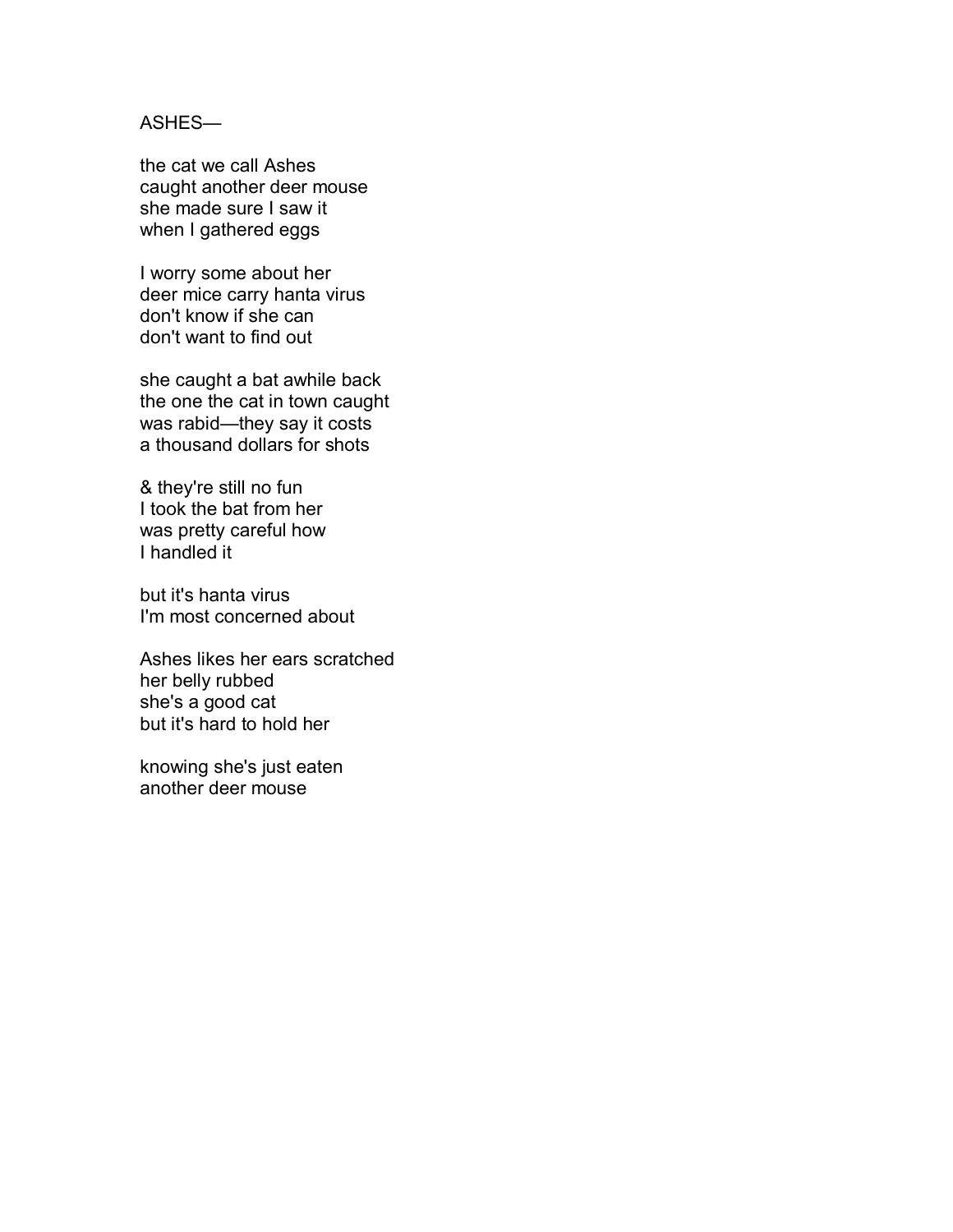ASHES—

the cat we call Ashes
caught another deer mouse
she made sure I saw it
when I gathered eggs

I worry some about her
deer mice carry hanta virus
don't know if she can
don't want to find out

she caught a bat awhile back
the one the cat in town caught
was rabid—they say it costs
a thousand dollars for shots

& they're still no fun
I took the bat from her
was pretty careful how
I handled it

but it's hanta virus
I'm most concerned about

Ashes likes her ears scratched
her belly rubbed
she's a good cat
but it's hard to hold her

knowing she's just eaten
another deer mouse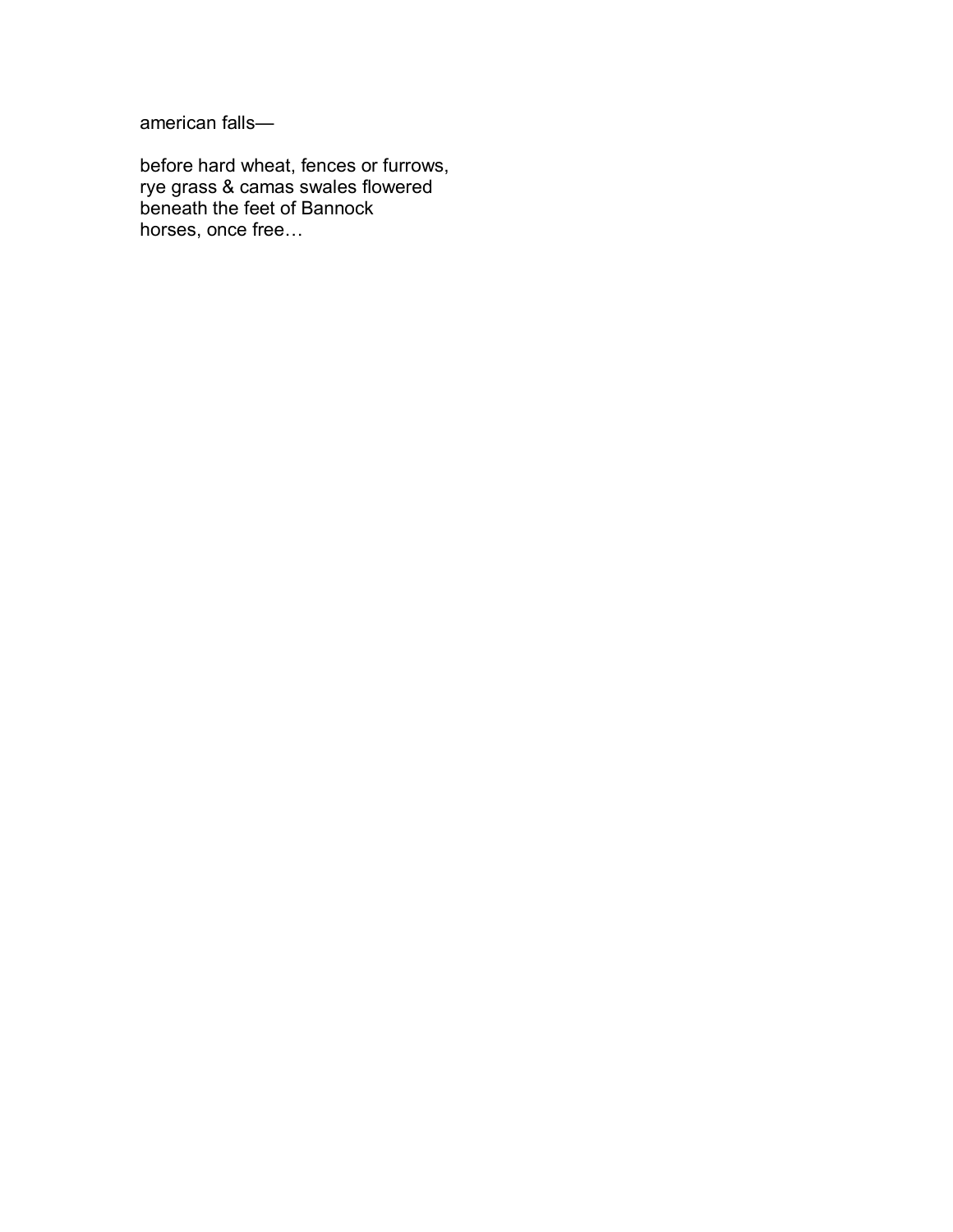american falls—

before hard wheat, fences or furrows,  
rye grass & camas swales flowered  
beneath the feet of Bannock  
horses, once free…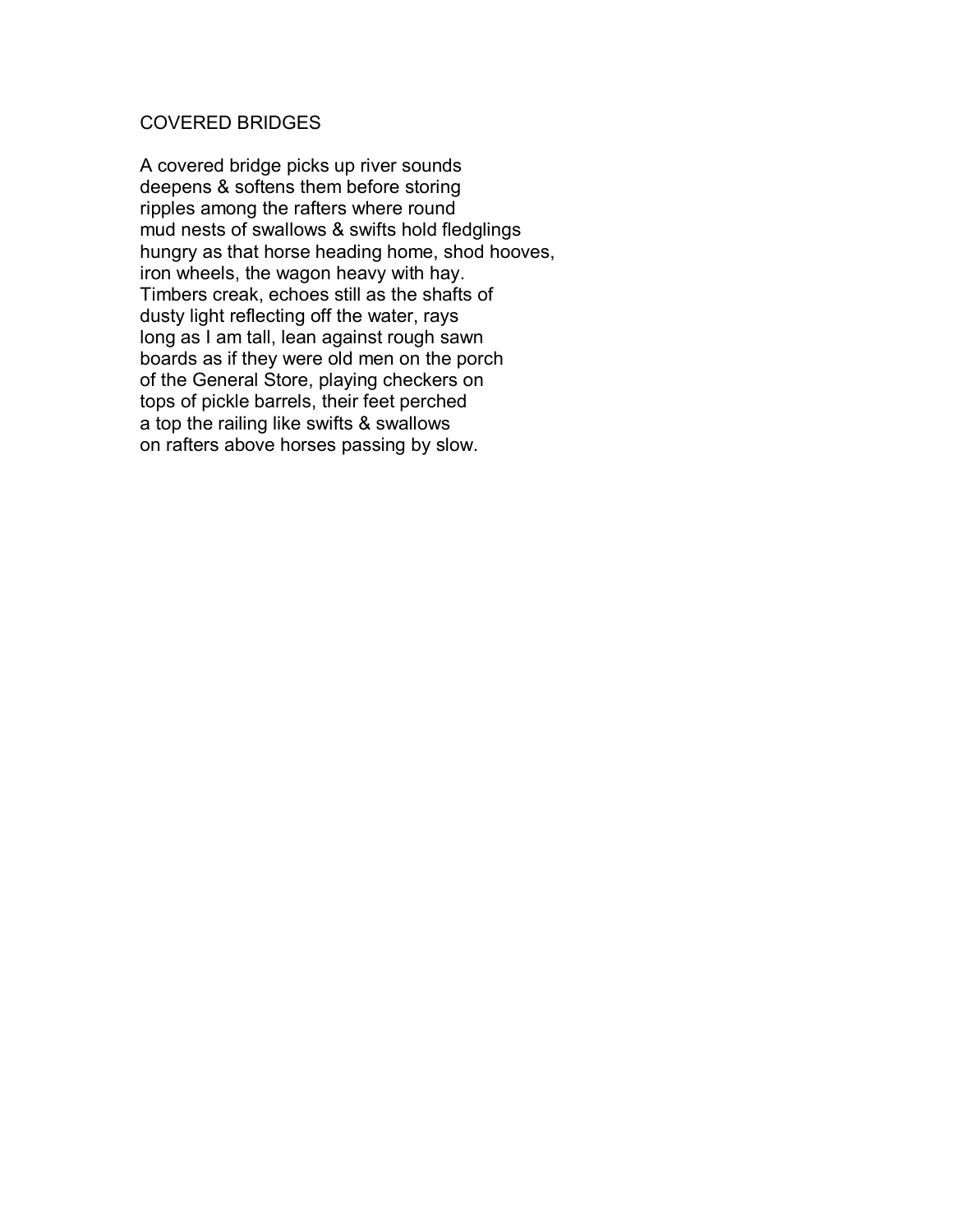## COVERED BRIDGES

A covered bridge picks up river sounds  
deepens & softens them before storing  
ripples among the rafters where round  
mud nests of swallows & swifts hold fledglings  
hungry as that horse heading home, shod hooves,  
iron wheels, the wagon heavy with hay.  
Timbers creak, echoes still as the shafts of  
dusty light reflecting off the water, rays  
long as I am tall, lean against rough sawn  
boards as if they were old men on the porch  
of the General Store, playing checkers on  
tops of pickle barrels, their feet perched  
a top the railing like swifts & swallows  
on rafters above horses passing by slow.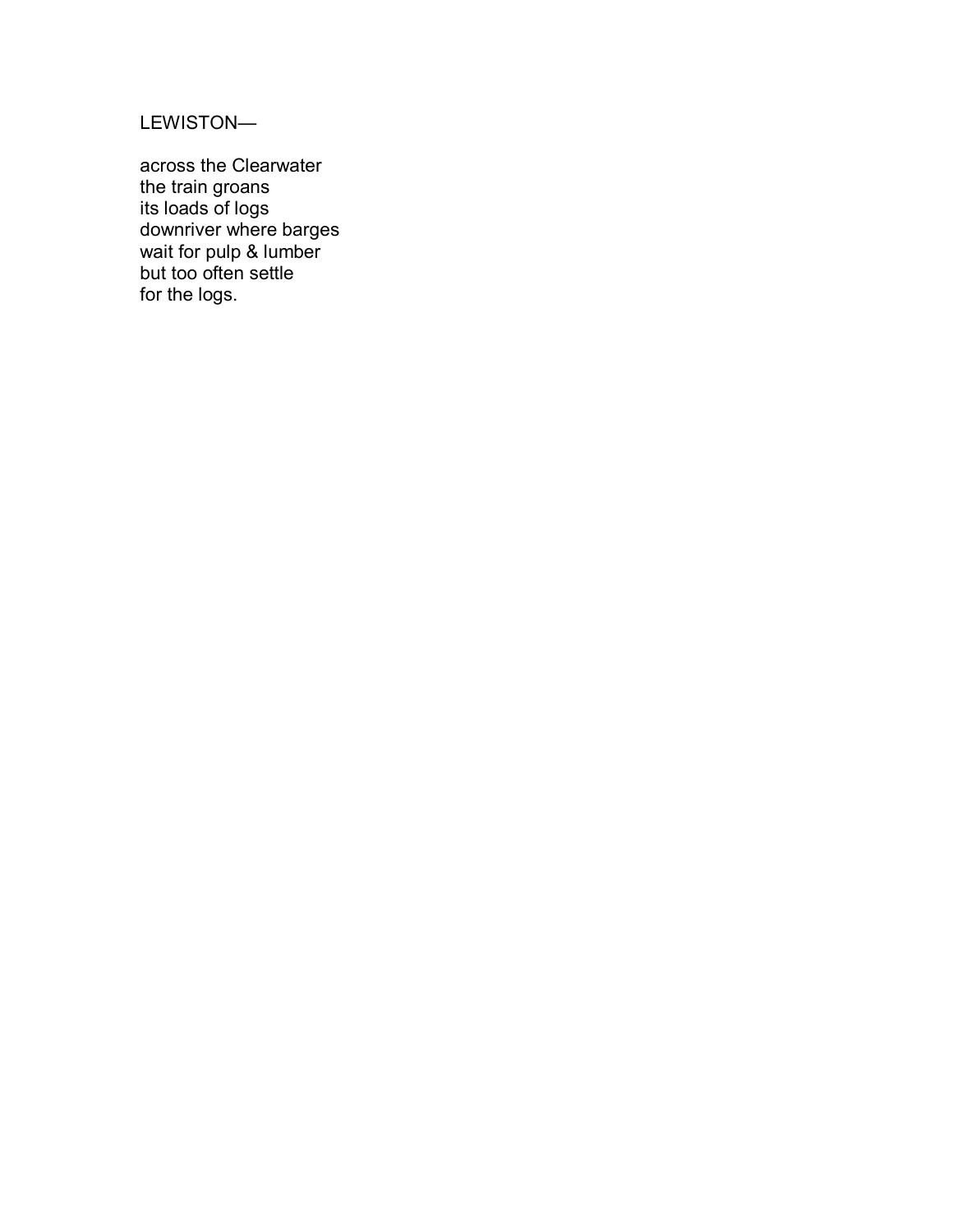LEWISTON—

across the Clearwater  
the train groans  
its loads of logs  
downriver where barges  
wait for pulp & lumber  
but too often settle  
for the logs.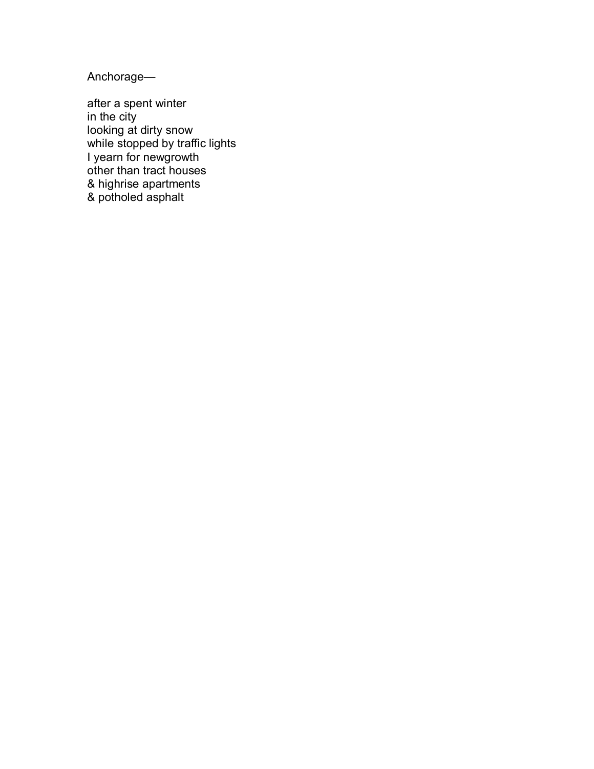Anchorage—

after a spent winter  
in the city  
looking at dirty snow  
while stopped by traffic lights  
I yearn for newgrowth  
other than tract houses  
& highrise apartments  
& potholed asphalt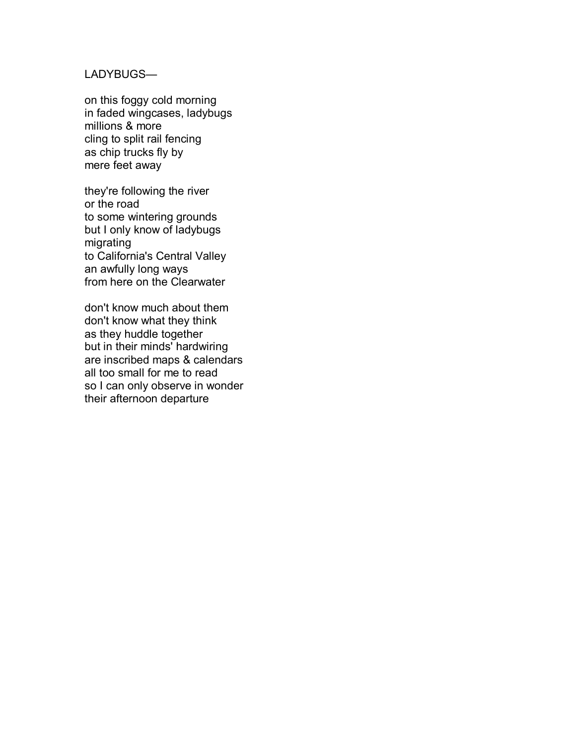LADYBUGS—

on this foggy cold morning  
in faded wingcases, ladybugs  
millions & more  
cling to split rail fencing  
as chip trucks fly by  
mere feet away

they're following the river  
or the road  
to some wintering grounds  
but I only know of ladybugs  
migrating  
to California's Central Valley  
an awfully long ways  
from here on the Clearwater

don't know much about them  
don't know what they think  
as they huddle together  
but in their minds' hardwiring  
are inscribed maps & calendars  
all too small for me to read  
so I can only observe in wonder  
their afternoon departure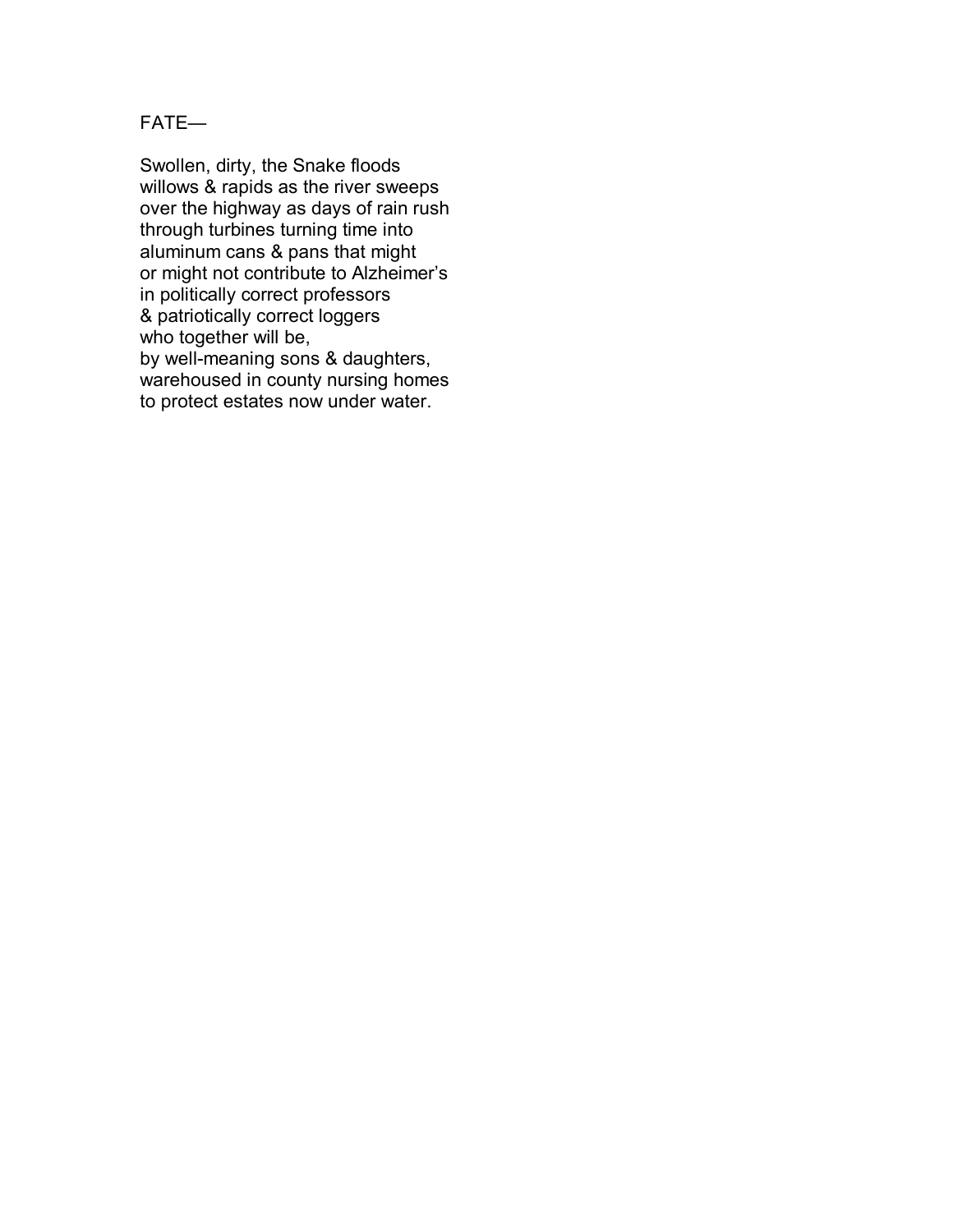FATE—

Swollen, dirty, the Snake floods
willows & rapids as the river sweeps
over the highway as days of rain rush
through turbines turning time into
aluminum cans & pans that might
or might not contribute to Alzheimer's
in politically correct professors
& patriotically correct loggers
who together will be,
by well-meaning sons & daughters,
warehoused in county nursing homes
to protect estates now under water.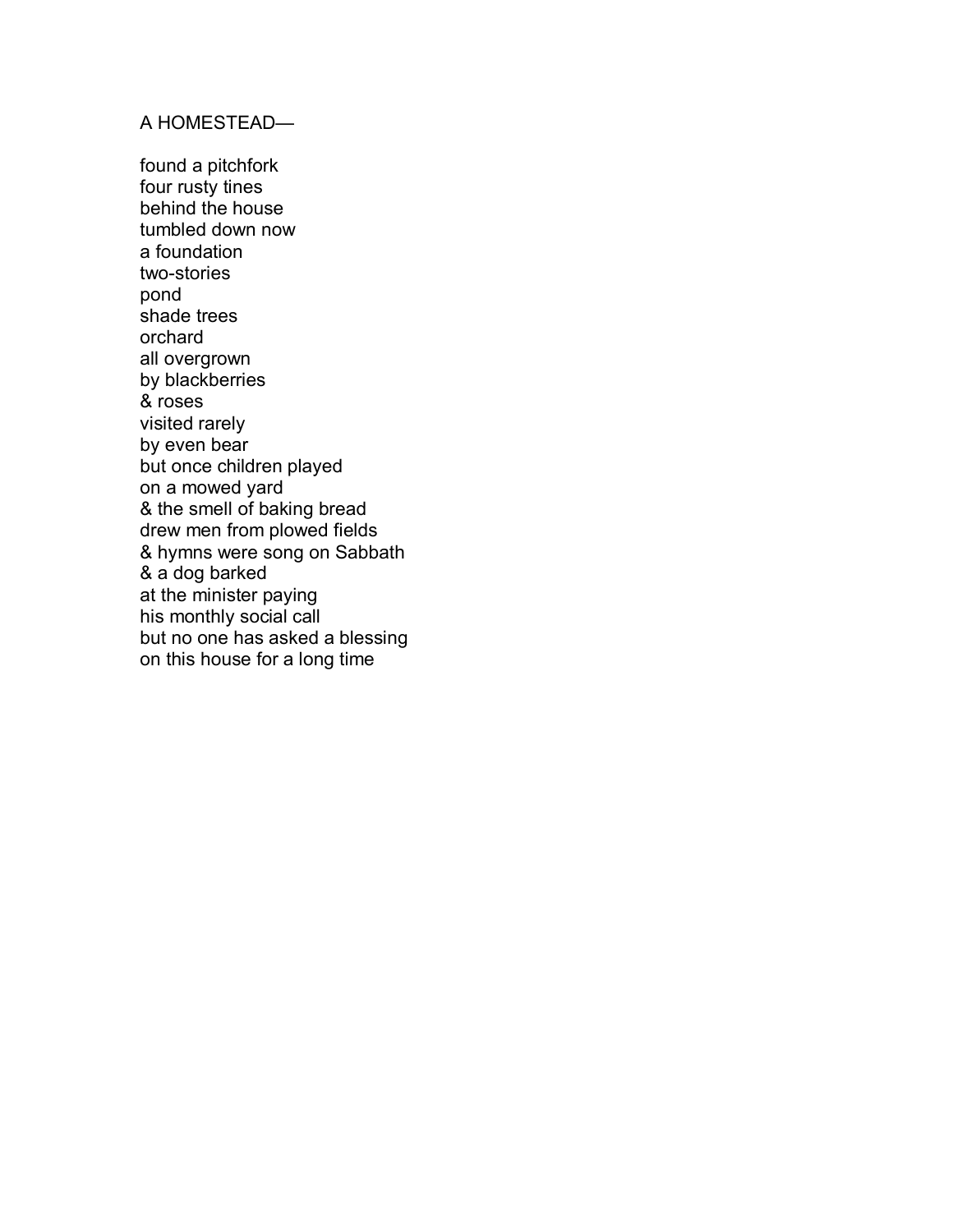A HOMESTEAD—

found a pitchfork  
four rusty tines  
behind the house  
tumbled down now  
a foundation  
two-stories  
pond  
shade trees  
orchard  
all overgrown  
by blackberries  
& roses  
visited rarely  
by even bear  
but once children played  
on a mowed yard  
& the smell of baking bread  
drew men from plowed fields  
& hymns were song on Sabbath  
& a dog barked  
at the minister paying  
his monthly social call  
but no one has asked a blessing  
on this house for a long time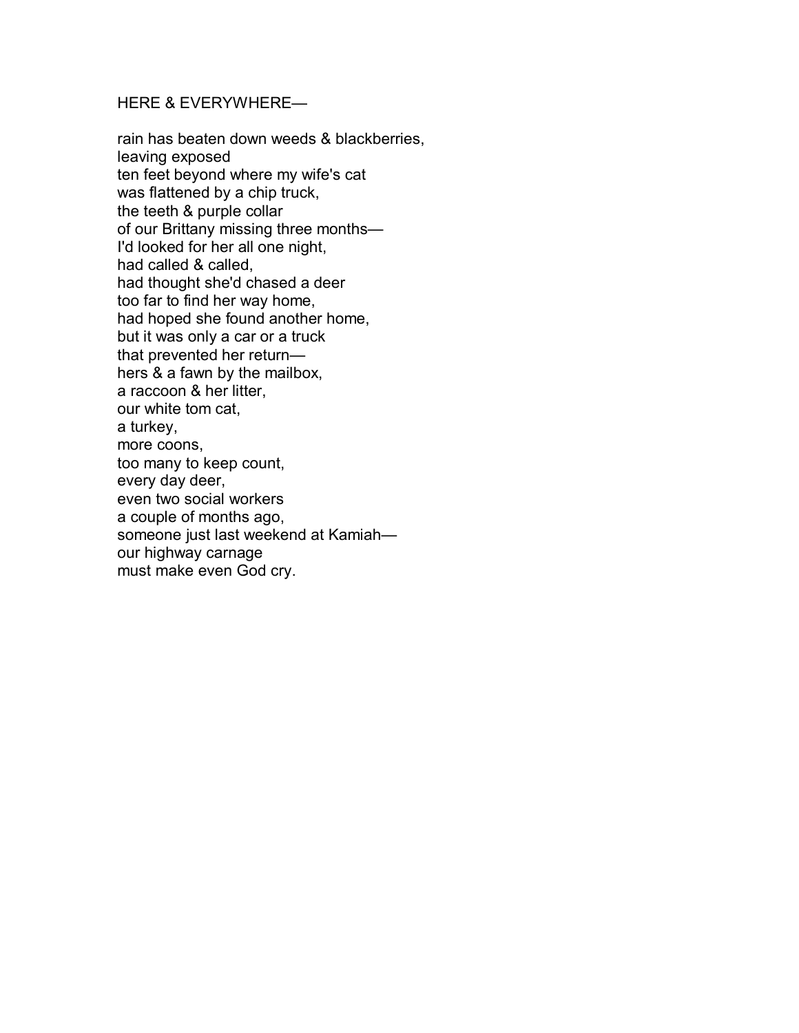## HERE & EVERYWHERE—

rain has beaten down weeds & blackberries,  
leaving exposed  
ten feet beyond where my wife's cat  
was flattened by a chip truck,  
the teeth & purple collar  
of our Brittany missing three months—  
I'd looked for her all one night,  
had called & called,  
had thought she'd chased a deer  
too far to find her way home,  
had hoped she found another home,  
but it was only a car or a truck  
that prevented her return—  
hers & a fawn by the mailbox,  
a raccoon & her litter,  
our white tom cat,  
a turkey,  
more coons,  
too many to keep count,  
every day deer,  
even two social workers  
a couple of months ago,  
someone just last weekend at Kamiah—  
our highway carnage  
must make even God cry.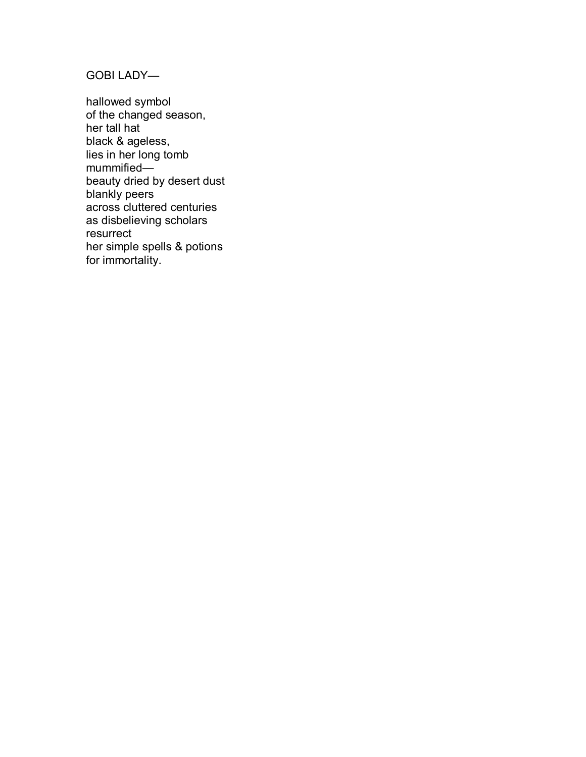GOBI LADY—

hallowed symbol  
of the changed season,  
her tall hat  
black & ageless,  
lies in her long tomb  
mummified—  
beauty dried by desert dust  
blankly peers  
across cluttered centuries  
as disbelieving scholars  
resurrect  
her simple spells & potions  
for immortality.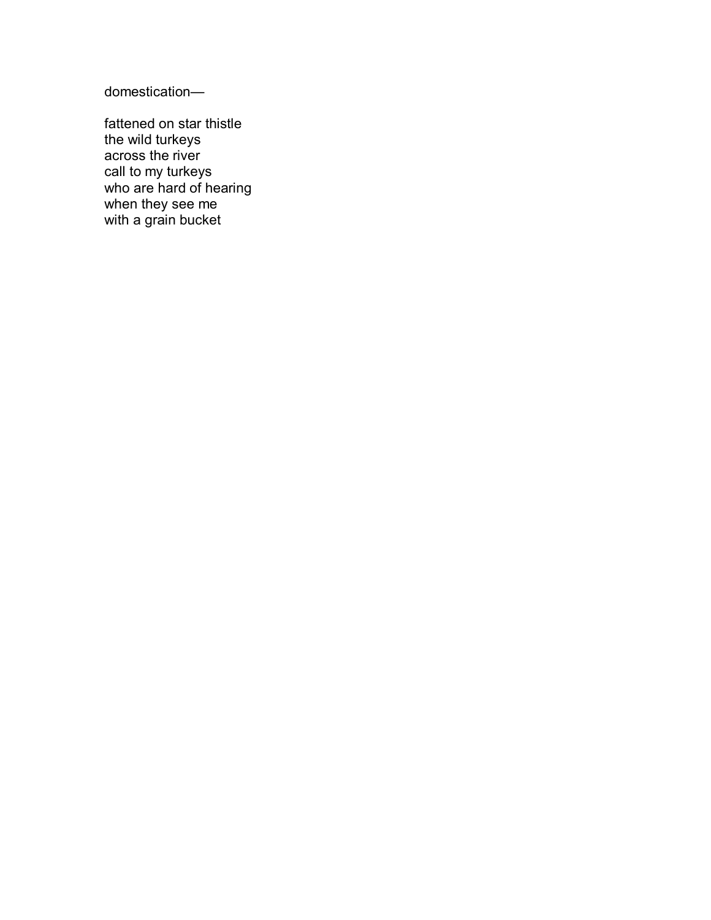domestication—

fattened on star thistle  
the wild turkeys  
across the river  
call to my turkeys  
who are hard of hearing  
when they see me  
with a grain bucket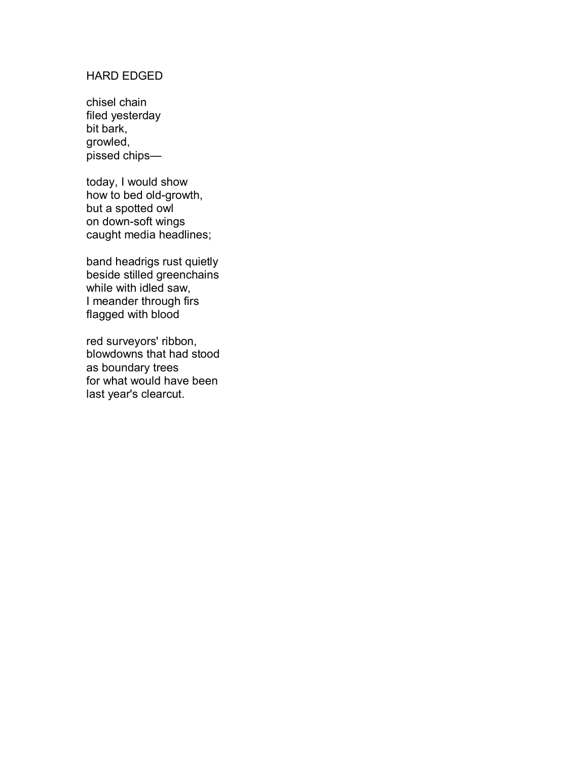## HARD EDGED

chisel chain  
filed yesterday  
bit bark,  
growled,  
pissed chips—

today, I would show  
how to bed old-growth,  
but a spotted owl  
on down-soft wings  
caught media headlines;

band headrigs rust quietly  
beside stilled greenchains  
while with idled saw,  
I meander through firs  
flagged with blood

red surveyors' ribbon,  
blowdowns that had stood  
as boundary trees  
for what would have been  
last year's clearcut.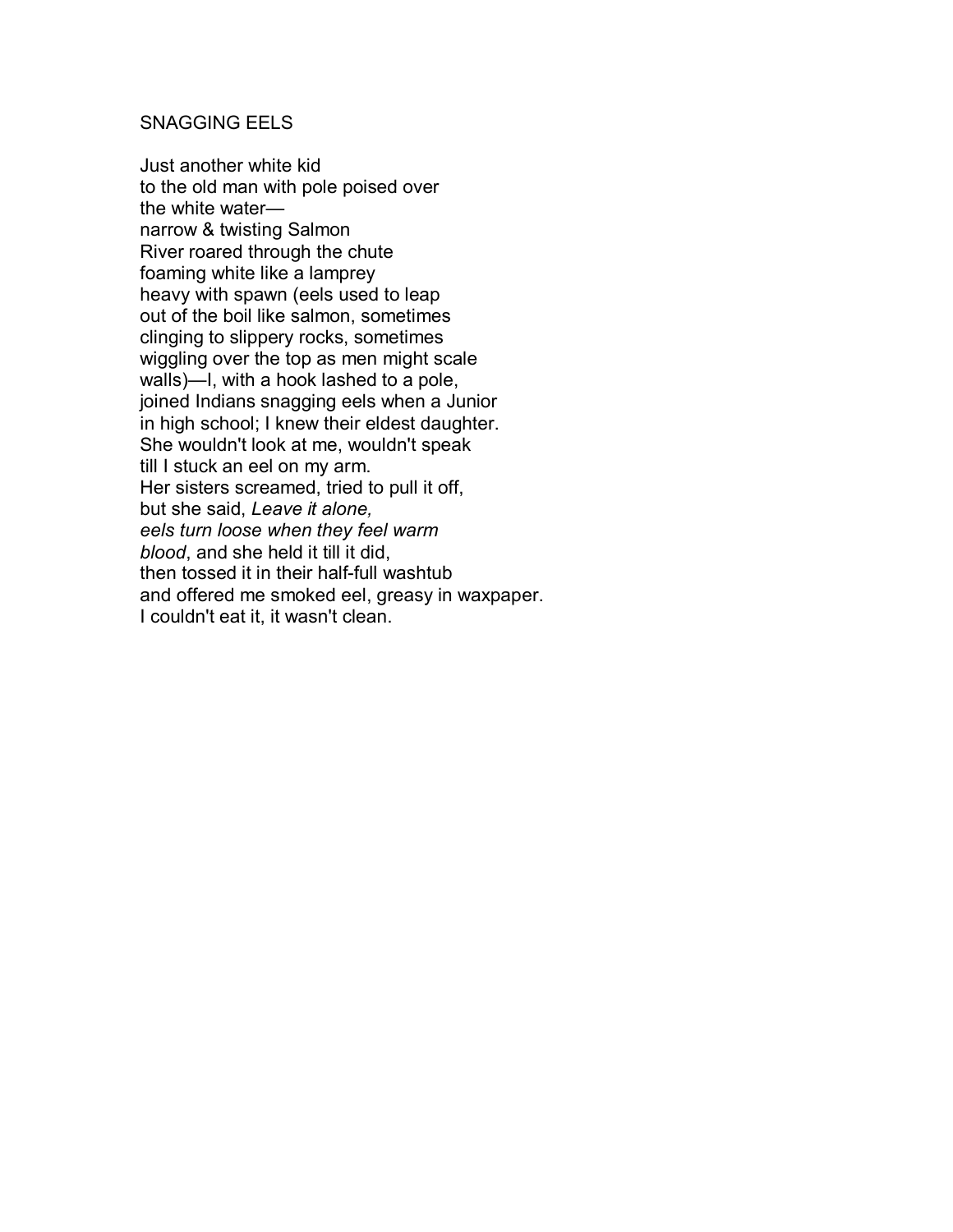## SNAGGING EELS

Just another white kid  
to the old man with pole poised over  
the white water—  
narrow & twisting Salmon  
River roared through the chute  
foaming white like a lamprey  
heavy with spawn (eels used to leap  
out of the boil like salmon, sometimes  
clinging to slippery rocks, sometimes  
wiggling over the top as men might scale  
walls)—I, with a hook lashed to a pole,  
joined Indians snagging eels when a Junior  
in high school; I knew their eldest daughter.  
She wouldn't look at me, wouldn't speak  
till I stuck an eel on my arm.  
Her sisters screamed, tried to pull it off,  
but she said, *Leave it alone,*  
*eels turn loose when they feel warm*  
*blood*, and she held it till it did,  
then tossed it in their half-full washtub  
and offered me smoked eel, greasy in waxpaper.  
I couldn't eat it, it wasn't clean.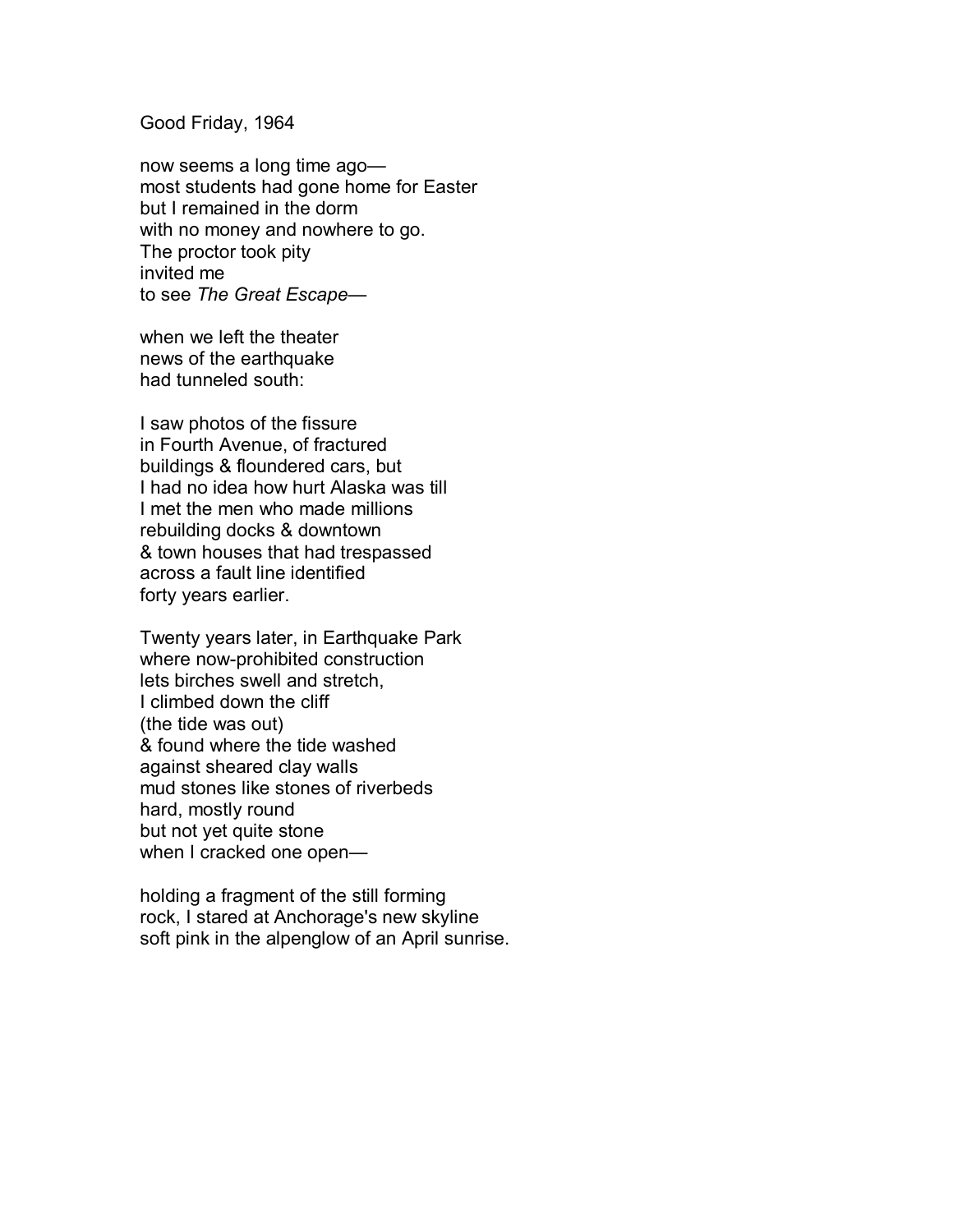Good Friday, 1964

now seems a long time ago—
most students had gone home for Easter
but I remained in the dorm
with no money and nowhere to go.
The proctor took pity
invited me
to see *The Great Escape*—

when we left the theater
news of the earthquake
had tunneled south:

I saw photos of the fissure
in Fourth Avenue, of fractured
buildings & floundered cars, but
I had no idea how hurt Alaska was till
I met the men who made millions
rebuilding docks & downtown
& town houses that had trespassed
across a fault line identified
forty years earlier.

Twenty years later, in Earthquake Park
where now-prohibited construction
lets birches swell and stretch,
I climbed down the cliff
(the tide was out)
& found where the tide washed
against sheared clay walls
mud stones like stones of riverbeds
hard, mostly round
but not yet quite stone
when I cracked one open—

holding a fragment of the still forming
rock, I stared at Anchorage's new skyline
soft pink in the alpenglow of an April sunrise.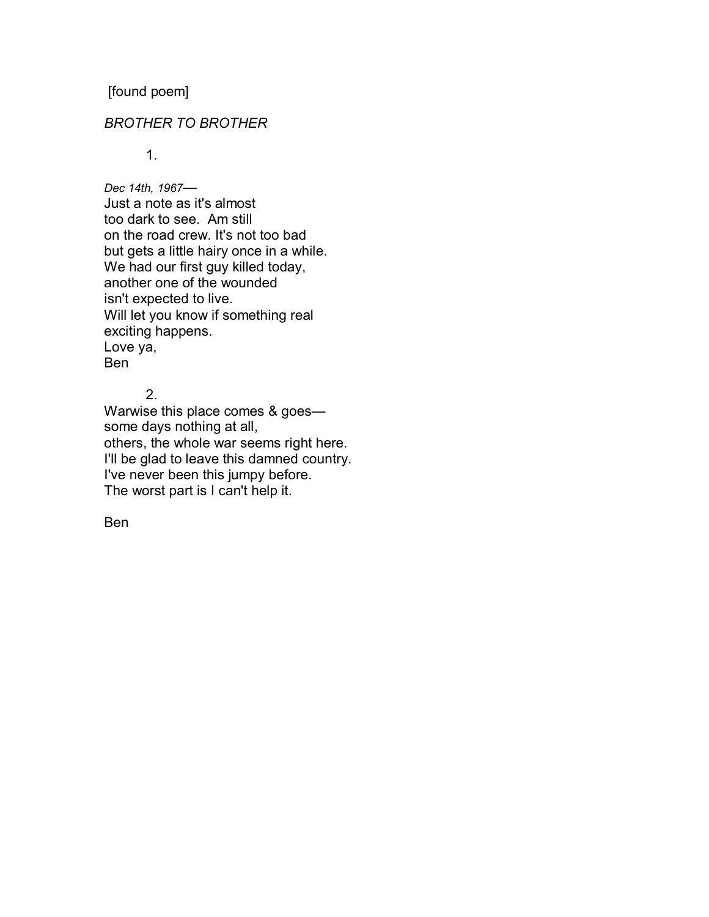[found poem]

*BROTHER TO BROTHER*

1.

*Dec 14th, 1967—*  
Just a note as it's almost  
too dark to see.  Am still  
on the road crew. It's not too bad  
but gets a little hairy once in a while.  
We had our first guy killed today,  
another one of the wounded  
isn't expected to live.  
Will let you know if something real  
exciting happens.  
Love ya,  
Ben

2.

Warwise this place comes & goes—  
some days nothing at all,  
others, the whole war seems right here.  
I'll be glad to leave this damned country.  
I've never been this jumpy before.  
The worst part is I can't help it.

Ben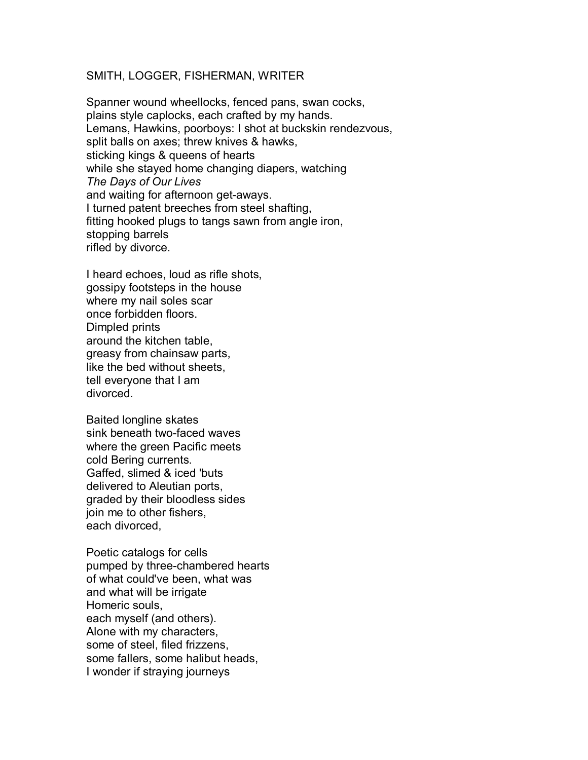SMITH, LOGGER, FISHERMAN, WRITER

Spanner wound wheellocks, fenced pans, swan cocks,  
plains style caplocks, each crafted by my hands.  
Lemans, Hawkins, poorboys: I shot at buckskin rendezvous,  
split balls on axes; threw knives & hawks,  
sticking kings & queens of hearts  
while she stayed home changing diapers, watching  
*The Days of Our Lives*  
and waiting for afternoon get-aways.  
I turned patent breeches from steel shafting,  
fitting hooked plugs to tangs sawn from angle iron,  
stopping barrels  
rifled by divorce.

I heard echoes, loud as rifle shots,  
gossipy footsteps in the house  
where my nail soles scar  
once forbidden floors.  
Dimpled prints  
around the kitchen table,  
greasy from chainsaw parts,  
like the bed without sheets,  
tell everyone that I am  
divorced.

Baited longline skates  
sink beneath two-faced waves  
where the green Pacific meets  
cold Bering currents.  
Gaffed, slimed & iced 'buts  
delivered to Aleutian ports,  
graded by their bloodless sides  
join me to other fishers,  
each divorced,

Poetic catalogs for cells  
pumped by three-chambered hearts  
of what could've been, what was  
and what will be irrigate  
Homeric souls,  
each myself (and others).  
Alone with my characters,  
some of steel, filed frizzens,  
some fallers, some halibut heads,  
I wonder if straying journeys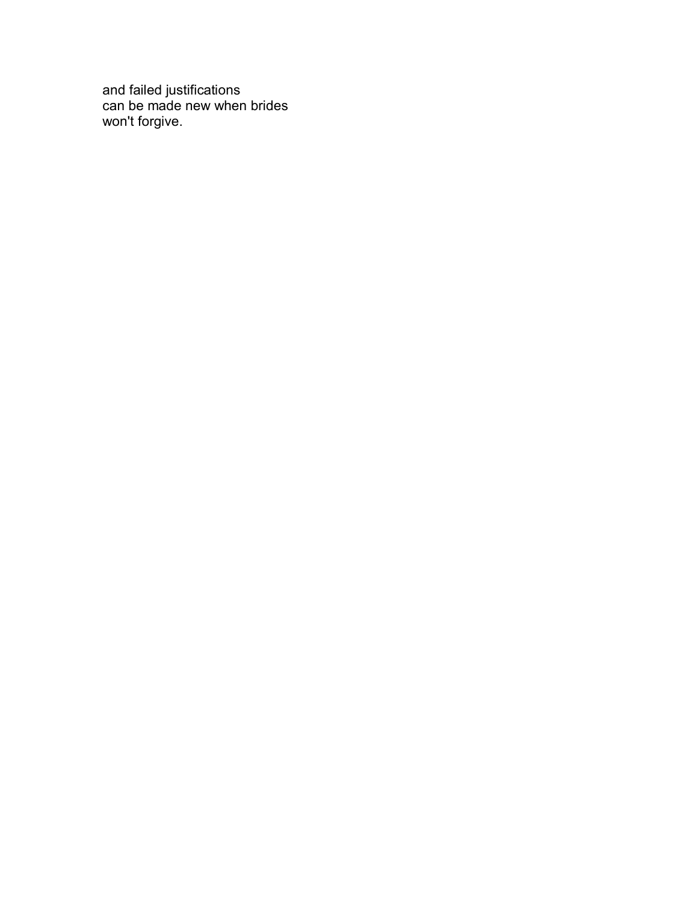and failed justifications
can be made new when brides
won't forgive.